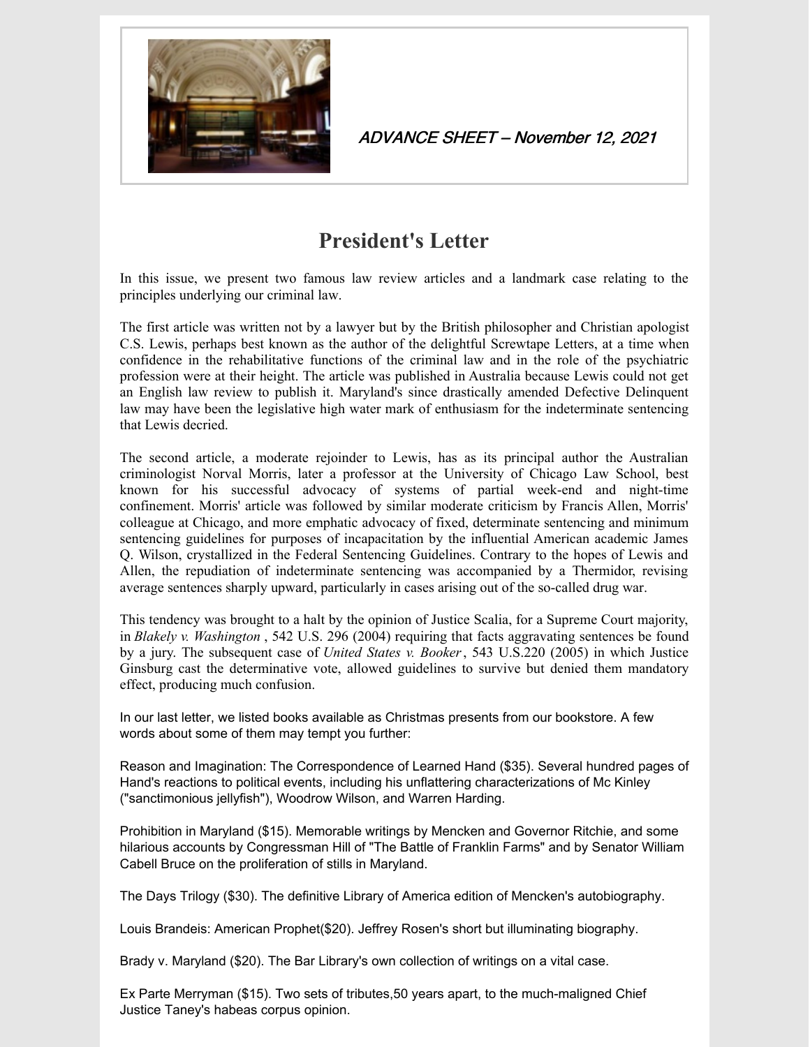*ADVANCE SHEET – November 12, 2021*

# President's Letter

In this issue, we present two famous law review articles and a landmark case relating to the principles underlying our criminal law.

The first article was written not by a lawyer but by the British philosopher and Christian apologist C.S. Lewis, perhaps best known as the author of the delightful Screwtape Letters, at a time when confidence in the rehabilitative functions of the criminal law and in the role of the psychiatric profession were at their height. The article was published in Australia because Lewis could not get an English law review to publish it. Maryland's since drastically amended Defective Delinquent law may have been the legislative high water mark of enthusiasm for the indeterminate sentencing that Lewis decried.

The second article, a moderate rejoinder to Lewis, has as its principal author the Australian criminologist Norval Morris, later a professor at the University of Chicago Law School, best known for his successful advocacy of systems of partial week-end and night-time confinement. Morris' article was followed by similar moderate criticism by Francis Allen, Morris' colleague at Chicago, and more emphatic advocacy of fixed, determinate sentencing and minimum sentencing guidelines for purposes of incapacitation by the influential American academic James Q. Wilson, crystallized in the Federal Sentencing Guidelines. Contrary to the hopes of Lewis and Allen, the repudiation of indeterminate sentencing was accompanied by a Thermidor, revising average sentences sharply upward, particularly in cases arising out of the so-called drug war.

This tendency was brought to a halt by the opinion of Justice Scalia, for a Supreme Court majority, in *Blakely v. Washington* , 542 U.S. 296 (2004) requiring that facts aggravating sentences be found by a jury. The subsequent case of *United States v. Booker* , 543 U.S.220 (2005) in which Justice Ginsburg cast the determinative vote, allowed guidelines to survive but denied them mandatory effect, producing much confusion.

In our last letter, we listed books available as Christmas presents from our bookstore. A few words about some of them may tempt you further:

Reason and Imagination: The Correspondence of Learned Hand ($35). Several hundred pages of Hand's reactions to political events, including his unflattering characterizations of Mc Kinley ("sanctimonious jellyfish"), Woodrow Wilson, and Warren Harding.

Prohibition in Maryland ($15). Memorable writings by Mencken and Governor Ritchie, and some hilarious accounts by Congressman Hill of "The Battle of Franklin Farms" and by Senator William Cabell Bruce on the proliferation of stills in Maryland.

The Days Trilogy ($30). The definitive Library of America edition of Mencken's autobiography.

Louis Brandeis: American Prophet($20). Jeffrey Rosen's short but illuminating biography.

Brady v. Maryland ($20). The Bar Library's own collection of writings on a vital case.

Ex Parte Merryman ($15). Two sets of tributes,50 years apart, to the much-maligned Chief Justice Taney's habeas corpus opinion.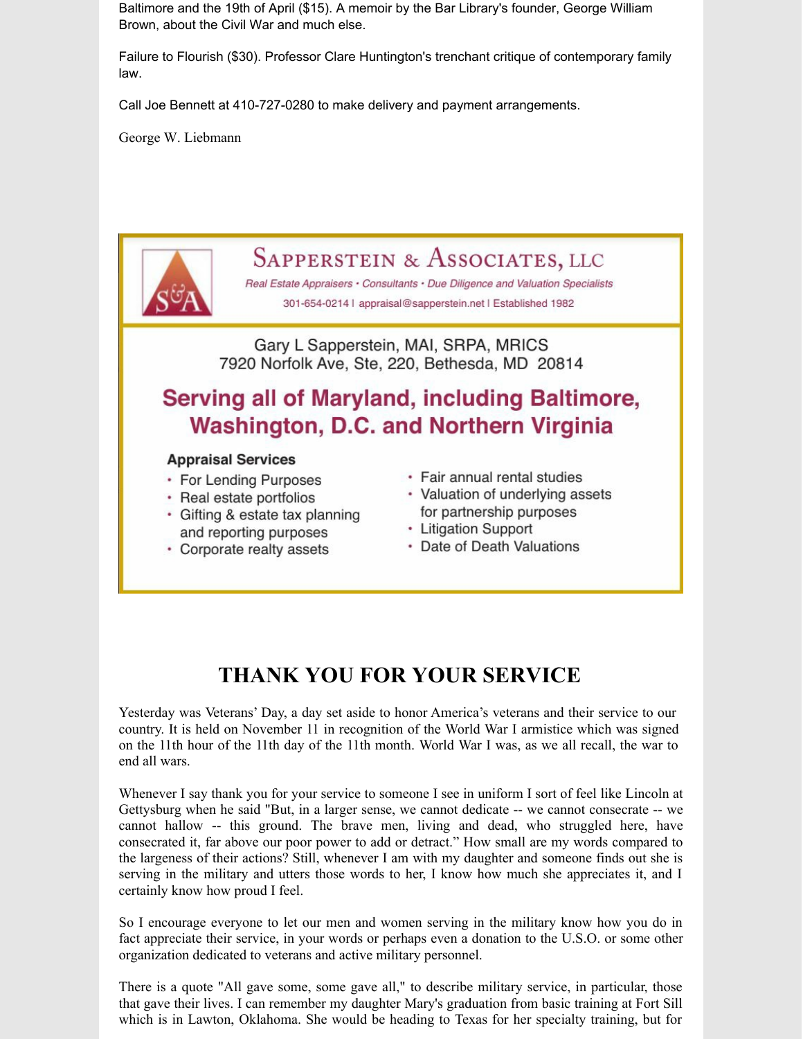Baltimore and the 19th of April ($15). A memoir by the Bar Library's founder, George William Brown, about the Civil War and much else.

Failure to Flourish ($30). Professor Clare Huntington's trenchant critique of contemporary family law.

Call Joe Bennett at 410-727-0280 to make delivery and payment arrangements.

George W. Liebmann

S&A

SAPPERSTEIN & ASSOCIATES, LLC

*Real Estate Appraisers • Consultants • Due Diligence and Valuation Specialists*

301-654-0214 | appraisal@sapperstein.net | Established 1982

Gary L Sapperstein, MAI, SRPA, MRICS
7920 Norfolk Ave, Ste, 220, Bethesda, MD 20814

**Serving all of Maryland, including Baltimore, Washington, D.C. and Northern Virginia**

**Appraisal Services**

- For Lending Purposes
- Real estate portfolios
- Gifting & estate tax planning and reporting purposes
- Corporate realty assets
- Fair annual rental studies
- Valuation of underlying assets for partnership purposes
- Litigation Support
- Date of Death Valuations

# THANK YOU FOR YOUR SERVICE

Yesterday was Veterans' Day, a day set aside to honor America's veterans and their service to our country. It is held on November 11 in recognition of the World War I armistice which was signed on the 11th hour of the 11th day of the 11th month. World War I was, as we all recall, the war to end all wars.

Whenever I say thank you for your service to someone I see in uniform I sort of feel like Lincoln at Gettysburg when he said "But, in a larger sense, we cannot dedicate -- we cannot consecrate -- we cannot hallow -- this ground. The brave men, living and dead, who struggled here, have consecrated it, far above our poor power to add or detract." How small are my words compared to the largeness of their actions? Still, whenever I am with my daughter and someone finds out she is serving in the military and utters those words to her, I know how much she appreciates it, and I certainly know how proud I feel.

So I encourage everyone to let our men and women serving in the military know how you do in fact appreciate their service, in your words or perhaps even a donation to the U.S.O. or some other organization dedicated to veterans and active military personnel.

There is a quote "All gave some, some gave all," to describe military service, in particular, those that gave their lives. I can remember my daughter Mary's graduation from basic training at Fort Sill which is in Lawton, Oklahoma. She would be heading to Texas for her specialty training, but for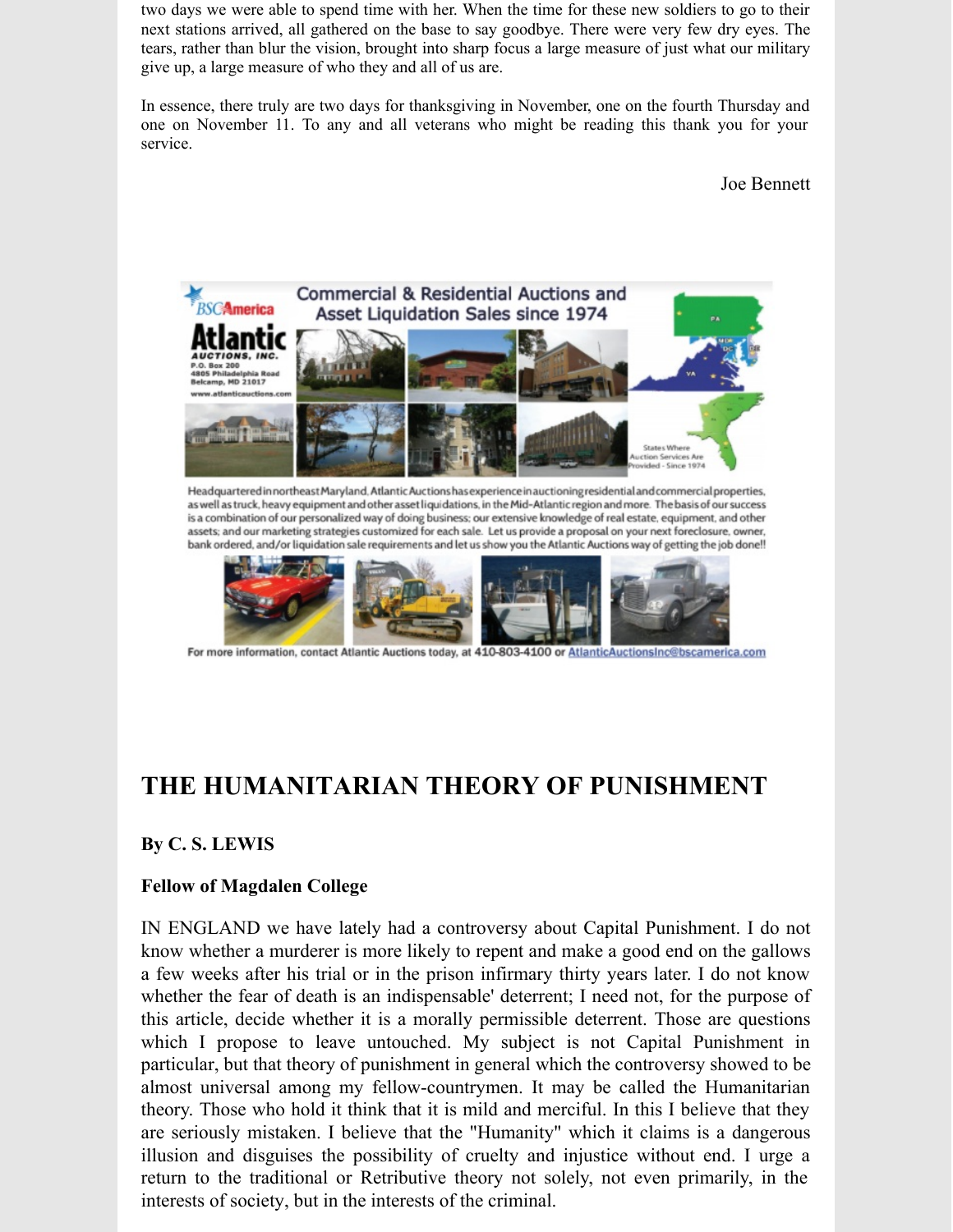two days we were able to spend time with her. When the time for these new soldiers to go to their next stations arrived, all gathered on the base to say goodbye. There were very few dry eyes. The tears, rather than blur the vision, brought into sharp focus a large measure of just what our military give up, a large measure of who they and all of us are.

In essence, there truly are two days for thanksgiving in November, one on the fourth Thursday and one on November 11. To any and all veterans who might be reading this thank you for your service.

Joe Bennett

BSCAmerica

Atlantic AUCTIONS, INC.
P.O. Box 200
4805 Philadelphia Road
Belcamp, MD 21017
www.atlanticauctions.com

Commercial & Residential Auctions and Asset Liquidation Sales since 1974

States Where Auction Services Are Provided - Since 1974

Headquartered in northeast Maryland, Atlantic Auctions has experience in auctioning residential and commercial properties, as well as truck, heavy equipment and other asset liquidations, in the Mid-Atlantic region and more. The basis of our success is a combination of our personalized way of doing business; our extensive knowledge of real estate, equipment, and other assets; and our marketing strategies customized for each sale. Let us provide a proposal on your next foreclosure, owner, bank ordered, and/or liquidation sale requirements and let us show you the Atlantic Auctions way of getting the job done!!

For more information, contact Atlantic Auctions today, at 410-803-4100 or AtlanticAuctionsInc@bscamerica.com

# THE HUMANITARIAN THEORY OF PUNISHMENT

**By C. S. LEWIS**

**Fellow of Magdalen College**

IN ENGLAND we have lately had a controversy about Capital Punishment. I do not know whether a murderer is more likely to repent and make a good end on the gallows a few weeks after his trial or in the prison infirmary thirty years later. I do not know whether the fear of death is an indispensable' deterrent; I need not, for the purpose of this article, decide whether it is a morally permissible deterrent. Those are questions which I propose to leave untouched. My subject is not Capital Punishment in particular, but that theory of punishment in general which the controversy showed to be almost universal among my fellow-countrymen. It may be called the Humanitarian theory. Those who hold it think that it is mild and merciful. In this I believe that they are seriously mistaken. I believe that the "Humanity" which it claims is a dangerous illusion and disguises the possibility of cruelty and injustice without end. I urge a return to the traditional or Retributive theory not solely, not even primarily, in the interests of society, but in the interests of the criminal.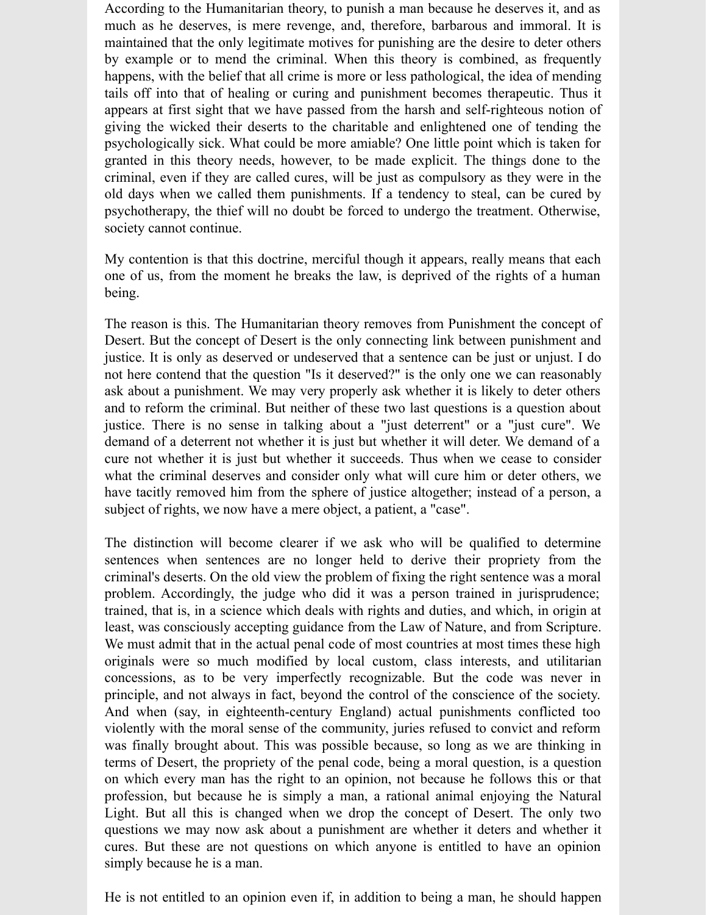According to the Humanitarian theory, to punish a man because he deserves it, and as much as he deserves, is mere revenge, and, therefore, barbarous and immoral. It is maintained that the only legitimate motives for punishing are the desire to deter others by example or to mend the criminal. When this theory is combined, as frequently happens, with the belief that all crime is more or less pathological, the idea of mending tails off into that of healing or curing and punishment becomes therapeutic. Thus it appears at first sight that we have passed from the harsh and self-righteous notion of giving the wicked their deserts to the charitable and enlightened one of tending the psychologically sick. What could be more amiable? One little point which is taken for granted in this theory needs, however, to be made explicit. The things done to the criminal, even if they are called cures, will be just as compulsory as they were in the old days when we called them punishments. If a tendency to steal, can be cured by psychotherapy, the thief will no doubt be forced to undergo the treatment. Otherwise, society cannot continue.

My contention is that this doctrine, merciful though it appears, really means that each one of us, from the moment he breaks the law, is deprived of the rights of a human being.

The reason is this. The Humanitarian theory removes from Punishment the concept of Desert. But the concept of Desert is the only connecting link between punishment and justice. It is only as deserved or undeserved that a sentence can be just or unjust. I do not here contend that the question "Is it deserved?" is the only one we can reasonably ask about a punishment. We may very properly ask whether it is likely to deter others and to reform the criminal. But neither of these two last questions is a question about justice. There is no sense in talking about a "just deterrent" or a "just cure". We demand of a deterrent not whether it is just but whether it will deter. We demand of a cure not whether it is just but whether it succeeds. Thus when we cease to consider what the criminal deserves and consider only what will cure him or deter others, we have tacitly removed him from the sphere of justice altogether; instead of a person, a subject of rights, we now have a mere object, a patient, a "case".

The distinction will become clearer if we ask who will be qualified to determine sentences when sentences are no longer held to derive their propriety from the criminal's deserts. On the old view the problem of fixing the right sentence was a moral problem. Accordingly, the judge who did it was a person trained in jurisprudence; trained, that is, in a science which deals with rights and duties, and which, in origin at least, was consciously accepting guidance from the Law of Nature, and from Scripture. We must admit that in the actual penal code of most countries at most times these high originals were so much modified by local custom, class interests, and utilitarian concessions, as to be very imperfectly recognizable. But the code was never in principle, and not always in fact, beyond the control of the conscience of the society. And when (say, in eighteenth-century England) actual punishments conflicted too violently with the moral sense of the community, juries refused to convict and reform was finally brought about. This was possible because, so long as we are thinking in terms of Desert, the propriety of the penal code, being a moral question, is a question on which every man has the right to an opinion, not because he follows this or that profession, but because he is simply a man, a rational animal enjoying the Natural Light. But all this is changed when we drop the concept of Desert. The only two questions we may now ask about a punishment are whether it deters and whether it cures. But these are not questions on which anyone is entitled to have an opinion simply because he is a man.

He is not entitled to an opinion even if, in addition to being a man, he should happen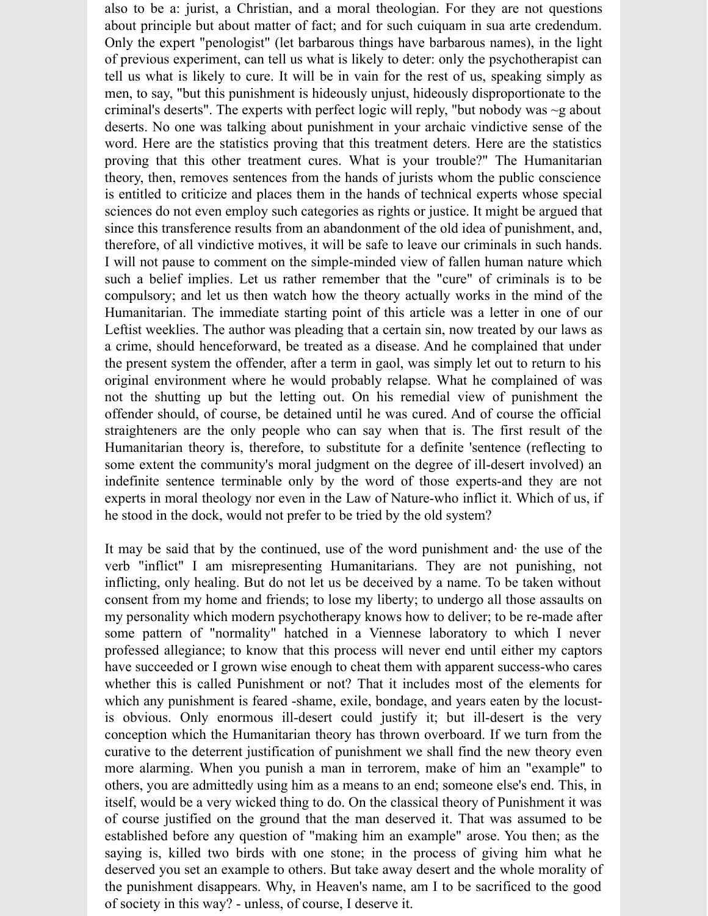also to be a: jurist, a Christian, and a moral theologian. For they are not questions about principle but about matter of fact; and for such cuiquam in sua arte credendum. Only the expert "penologist" (let barbarous things have barbarous names), in the light of previous experiment, can tell us what is likely to deter: only the psychotherapist can tell us what is likely to cure. It will be in vain for the rest of us, speaking simply as men, to say, "but this punishment is hideously unjust, hideously disproportionate to the criminal's deserts". The experts with perfect logic will reply, "but nobody was ~g about deserts. No one was talking about punishment in your archaic vindictive sense of the word. Here are the statistics proving that this treatment deters. Here are the statistics proving that this other treatment cures. What is your trouble?" The Humanitarian theory, then, removes sentences from the hands of jurists whom the public conscience is entitled to criticize and places them in the hands of technical experts whose special sciences do not even employ such categories as rights or justice. It might be argued that since this transference results from an abandonment of the old idea of punishment, and, therefore, of all vindictive motives, it will be safe to leave our criminals in such hands. I will not pause to comment on the simple-minded view of fallen human nature which such a belief implies. Let us rather remember that the "cure" of criminals is to be compulsory; and let us then watch how the theory actually works in the mind of the Humanitarian. The immediate starting point of this article was a letter in one of our Leftist weeklies. The author was pleading that a certain sin, now treated by our laws as a crime, should henceforward, be treated as a disease. And he complained that under the present system the offender, after a term in gaol, was simply let out to return to his original environment where he would probably relapse. What he complained of was not the shutting up but the letting out. On his remedial view of punishment the offender should, of course, be detained until he was cured. And of course the official straighteners are the only people who can say when that is. The first result of the Humanitarian theory is, therefore, to substitute for a definite 'sentence (reflecting to some extent the community's moral judgment on the degree of ill-desert involved) an indefinite sentence terminable only by the word of those experts-and they are not experts in moral theology nor even in the Law of Nature-who inflict it. Which of us, if he stood in the dock, would not prefer to be tried by the old system?

It may be said that by the continued, use of the word punishment and· the use of the verb "inflict" I am misrepresenting Humanitarians. They are not punishing, not inflicting, only healing. But do not let us be deceived by a name. To be taken without consent from my home and friends; to lose my liberty; to undergo all those assaults on my personality which modern psychotherapy knows how to deliver; to be re-made after some pattern of "normality" hatched in a Viennese laboratory to which I never professed allegiance; to know that this process will never end until either my captors have succeeded or I grown wise enough to cheat them with apparent success-who cares whether this is called Punishment or not? That it includes most of the elements for which any punishment is feared -shame, exile, bondage, and years eaten by the locust- is obvious. Only enormous ill-desert could justify it; but ill-desert is the very conception which the Humanitarian theory has thrown overboard. If we turn from the curative to the deterrent justification of punishment we shall find the new theory even more alarming. When you punish a man in terrorem, make of him an "example" to others, you are admittedly using him as a means to an end; someone else's end. This, in itself, would be a very wicked thing to do. On the classical theory of Punishment it was of course justified on the ground that the man deserved it. That was assumed to be established before any question of "making him an example" arose. You then; as the saying is, killed two birds with one stone; in the process of giving him what he deserved you set an example to others. But take away desert and the whole morality of the punishment disappears. Why, in Heaven's name, am I to be sacrificed to the good of society in this way? - unless, of course, I deserve it.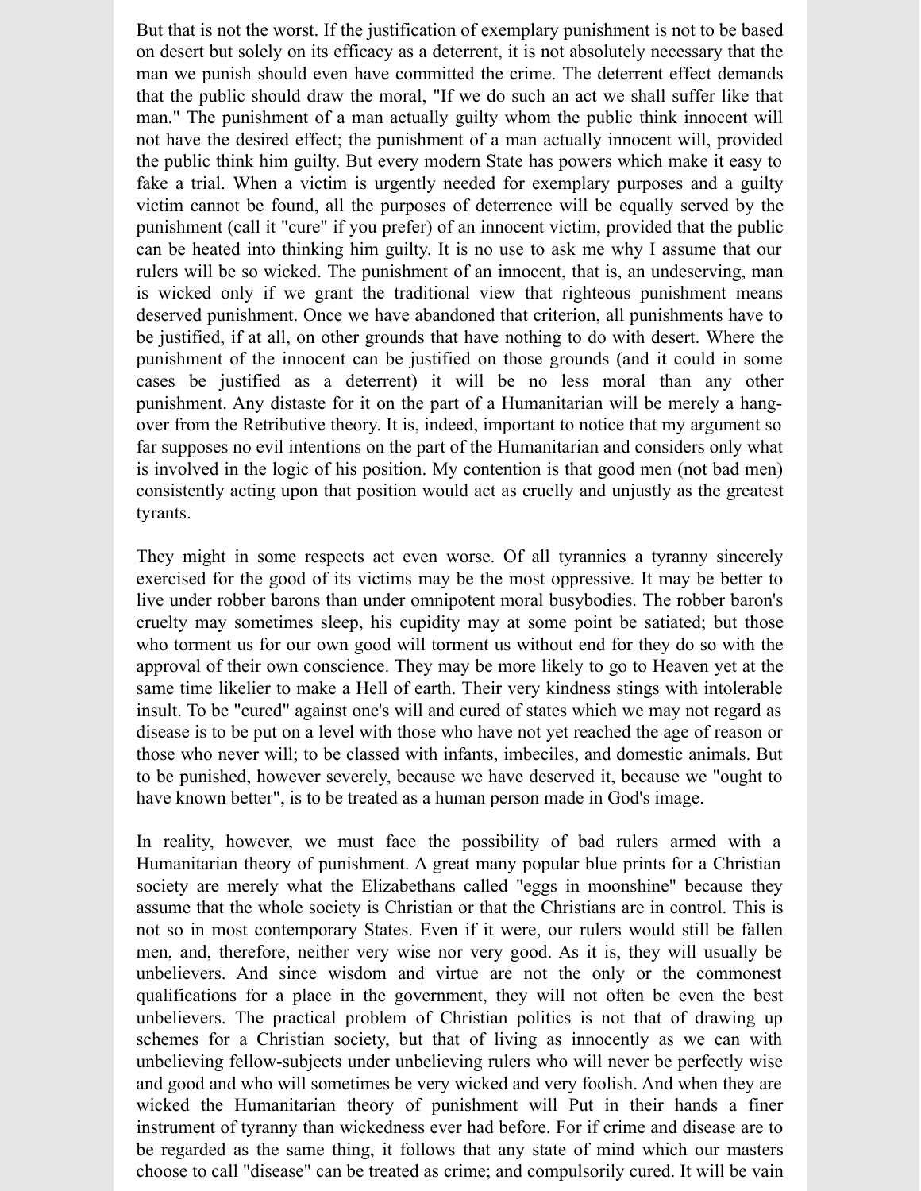But that is not the worst. If the justification of exemplary punishment is not to be based on desert but solely on its efficacy as a deterrent, it is not absolutely necessary that the man we punish should even have committed the crime. The deterrent effect demands that the public should draw the moral, "If we do such an act we shall suffer like that man." The punishment of a man actually guilty whom the public think innocent will not have the desired effect; the punishment of a man actually innocent will, provided the public think him guilty. But every modern State has powers which make it easy to fake a trial. When a victim is urgently needed for exemplary purposes and a guilty victim cannot be found, all the purposes of deterrence will be equally served by the punishment (call it "cure" if you prefer) of an innocent victim, provided that the public can be heated into thinking him guilty. It is no use to ask me why I assume that our rulers will be so wicked. The punishment of an innocent, that is, an undeserving, man is wicked only if we grant the traditional view that righteous punishment means deserved punishment. Once we have abandoned that criterion, all punishments have to be justified, if at all, on other grounds that have nothing to do with desert. Where the punishment of the innocent can be justified on those grounds (and it could in some cases be justified as a deterrent) it will be no less moral than any other punishment. Any distaste for it on the part of a Humanitarian will be merely a hang-over from the Retributive theory. It is, indeed, important to notice that my argument so far supposes no evil intentions on the part of the Humanitarian and considers only what is involved in the logic of his position. My contention is that good men (not bad men) consistently acting upon that position would act as cruelly and unjustly as the greatest tyrants.

They might in some respects act even worse. Of all tyrannies a tyranny sincerely exercised for the good of its victims may be the most oppressive. It may be better to live under robber barons than under omnipotent moral busybodies. The robber baron's cruelty may sometimes sleep, his cupidity may at some point be satiated; but those who torment us for our own good will torment us without end for they do so with the approval of their own conscience. They may be more likely to go to Heaven yet at the same time likelier to make a Hell of earth. Their very kindness stings with intolerable insult. To be "cured" against one's will and cured of states which we may not regard as disease is to be put on a level with those who have not yet reached the age of reason or those who never will; to be classed with infants, imbeciles, and domestic animals. But to be punished, however severely, because we have deserved it, because we "ought to have known better", is to be treated as a human person made in God's image.

In reality, however, we must face the possibility of bad rulers armed with a Humanitarian theory of punishment. A great many popular blue prints for a Christian society are merely what the Elizabethans called "eggs in moonshine" because they assume that the whole society is Christian or that the Christians are in control. This is not so in most contemporary States. Even if it were, our rulers would still be fallen men, and, therefore, neither very wise nor very good. As it is, they will usually be unbelievers. And since wisdom and virtue are not the only or the commonest qualifications for a place in the government, they will not often be even the best unbelievers. The practical problem of Christian politics is not that of drawing up schemes for a Christian society, but that of living as innocently as we can with unbelieving fellow-subjects under unbelieving rulers who will never be perfectly wise and good and who will sometimes be very wicked and very foolish. And when they are wicked the Humanitarian theory of punishment will Put in their hands a finer instrument of tyranny than wickedness ever had before. For if crime and disease are to be regarded as the same thing, it follows that any state of mind which our masters choose to call "disease" can be treated as crime; and compulsorily cured. It will be vain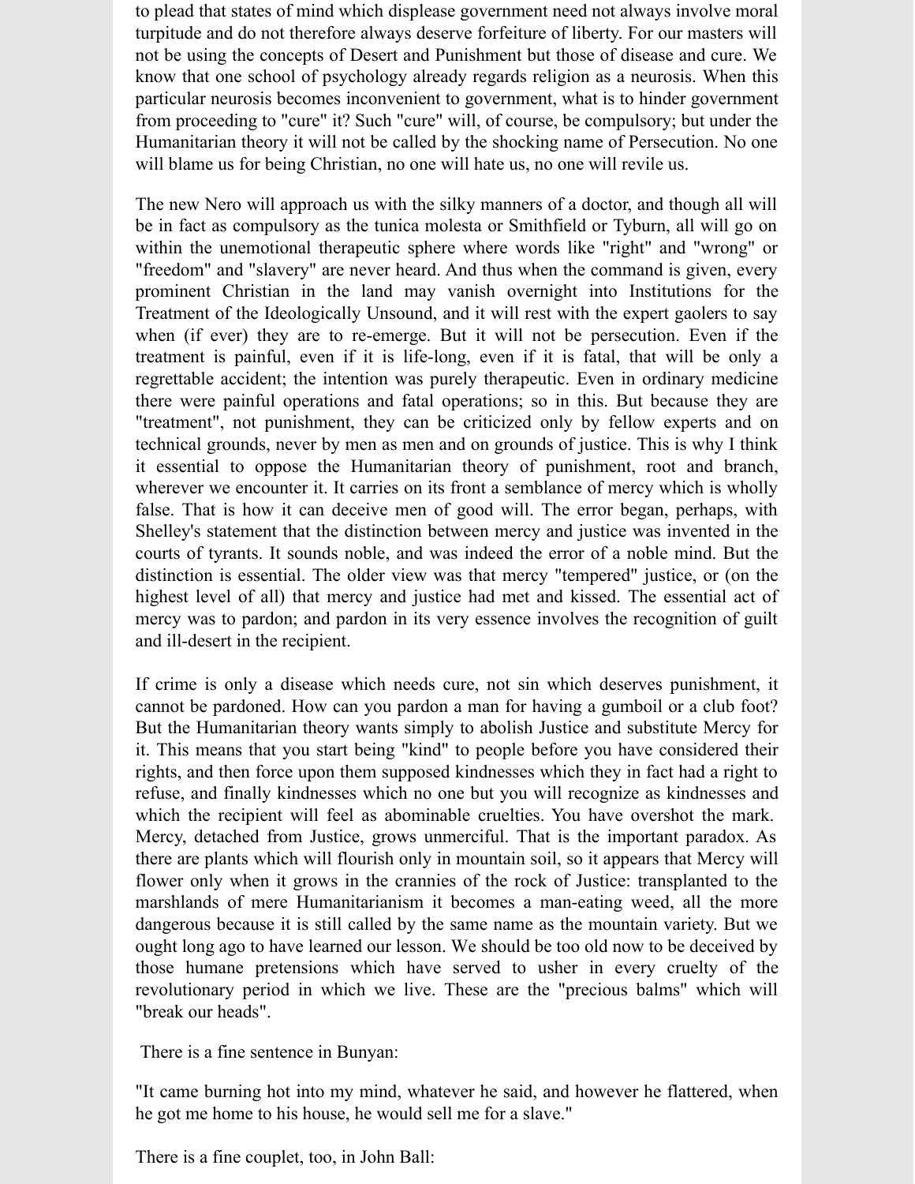to plead that states of mind which displease government need not always involve moral turpitude and do not therefore always deserve forfeiture of liberty. For our masters will not be using the concepts of Desert and Punishment but those of disease and cure. We know that one school of psychology already regards religion as a neurosis. When this particular neurosis becomes inconvenient to government, what is to hinder government from proceeding to "cure" it? Such "cure" will, of course, be compulsory; but under the Humanitarian theory it will not be called by the shocking name of Persecution. No one will blame us for being Christian, no one will hate us, no one will revile us.

The new Nero will approach us with the silky manners of a doctor, and though all will be in fact as compulsory as the tunica molesta or Smithfield or Tyburn, all will go on within the unemotional therapeutic sphere where words like "right" and "wrong" or "freedom" and "slavery" are never heard. And thus when the command is given, every prominent Christian in the land may vanish overnight into Institutions for the Treatment of the Ideologically Unsound, and it will rest with the expert gaolers to say when (if ever) they are to re-emerge. But it will not be persecution. Even if the treatment is painful, even if it is life-long, even if it is fatal, that will be only a regrettable accident; the intention was purely therapeutic. Even in ordinary medicine there were painful operations and fatal operations; so in this. But because they are "treatment", not punishment, they can be criticized only by fellow experts and on technical grounds, never by men as men and on grounds of justice. This is why I think it essential to oppose the Humanitarian theory of punishment, root and branch, wherever we encounter it. It carries on its front a semblance of mercy which is wholly false. That is how it can deceive men of good will. The error began, perhaps, with Shelley's statement that the distinction between mercy and justice was invented in the courts of tyrants. It sounds noble, and was indeed the error of a noble mind. But the distinction is essential. The older view was that mercy "tempered" justice, or (on the highest level of all) that mercy and justice had met and kissed. The essential act of mercy was to pardon; and pardon in its very essence involves the recognition of guilt and ill-desert in the recipient.

If crime is only a disease which needs cure, not sin which deserves punishment, it cannot be pardoned. How can you pardon a man for having a gumboil or a club foot? But the Humanitarian theory wants simply to abolish Justice and substitute Mercy for it. This means that you start being "kind" to people before you have considered their rights, and then force upon them supposed kindnesses which they in fact had a right to refuse, and finally kindnesses which no one but you will recognize as kindnesses and which the recipient will feel as abominable cruelties. You have overshot the mark. Mercy, detached from Justice, grows unmerciful. That is the important paradox. As there are plants which will flourish only in mountain soil, so it appears that Mercy will flower only when it grows in the crannies of the rock of Justice: transplanted to the marshlands of mere Humanitarianism it becomes a man-eating weed, all the more dangerous because it is still called by the same name as the mountain variety. But we ought long ago to have learned our lesson. We should be too old now to be deceived by those humane pretensions which have served to usher in every cruelty of the revolutionary period in which we live. These are the "precious balms" which will "break our heads".

There is a fine sentence in Bunyan:

"It came burning hot into my mind, whatever he said, and however he flattered, when he got me home to his house, he would sell me for a slave."

There is a fine couplet, too, in John Ball: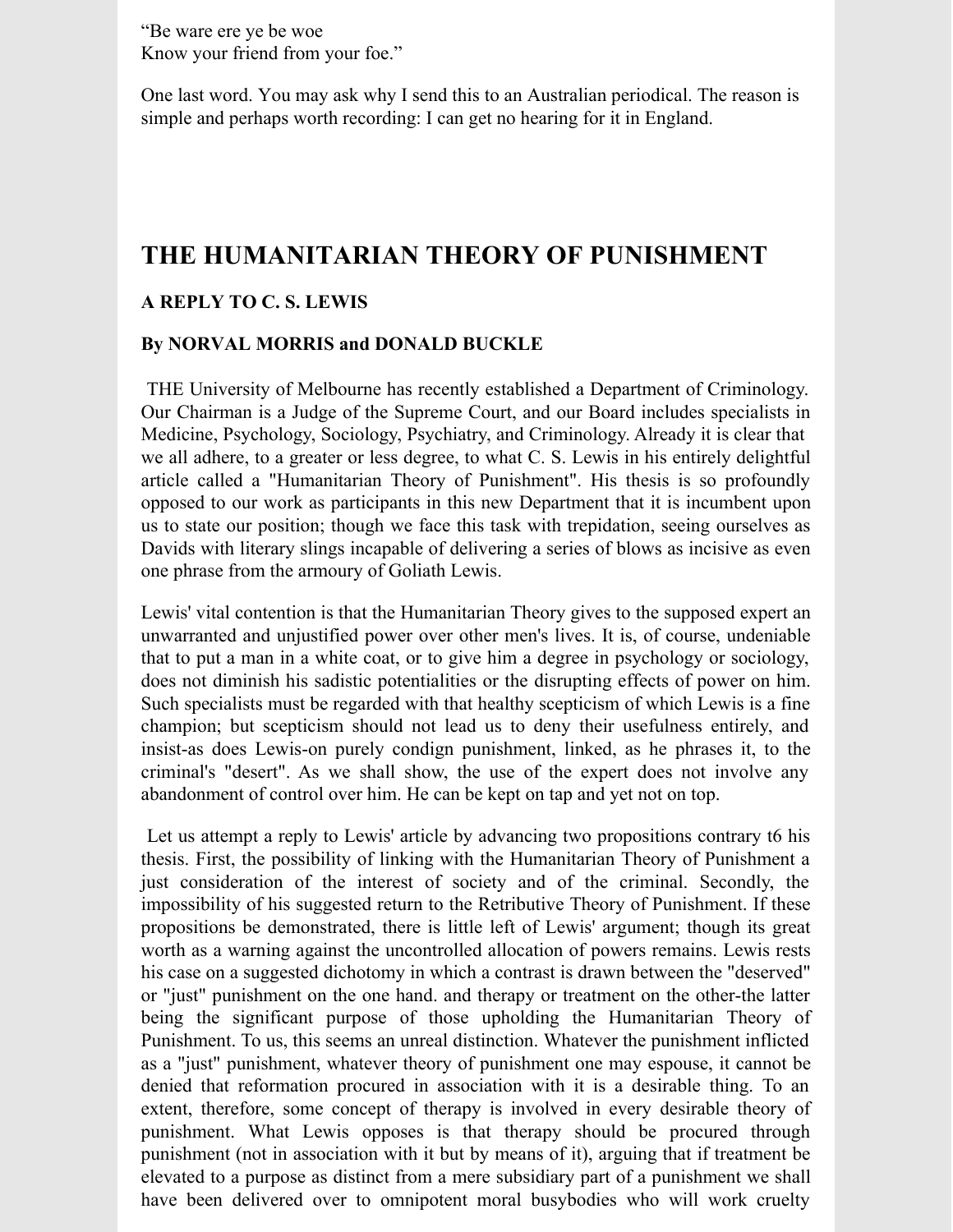“Be ware ere ye be woe
Know your friend from your foe.”

One last word. You may ask why I send this to an Australian periodical. The reason is simple and perhaps worth recording: I can get no hearing for it in England.

# THE HUMANITARIAN THEORY OF PUNISHMENT

### A REPLY TO C. S. LEWIS

### By NORVAL MORRIS and DONALD BUCKLE

THE University of Melbourne has recently established a Department of Criminology. Our Chairman is a Judge of the Supreme Court, and our Board includes specialists in Medicine, Psychology, Sociology, Psychiatry, and Criminology. Already it is clear that we all adhere, to a greater or less degree, to what C. S. Lewis in his entirely delightful article called a "Humanitarian Theory of Punishment". His thesis is so profoundly opposed to our work as participants in this new Department that it is incumbent upon us to state our position; though we face this task with trepidation, seeing ourselves as Davids with literary slings incapable of delivering a series of blows as incisive as even one phrase from the armoury of Goliath Lewis.

Lewis' vital contention is that the Humanitarian Theory gives to the supposed expert an unwarranted and unjustified power over other men's lives. It is, of course, undeniable that to put a man in a white coat, or to give him a degree in psychology or sociology, does not diminish his sadistic potentialities or the disrupting effects of power on him. Such specialists must be regarded with that healthy scepticism of which Lewis is a fine champion; but scepticism should not lead us to deny their usefulness entirely, and insist-as does Lewis-on purely condign punishment, linked, as he phrases it, to the criminal's "desert". As we shall show, the use of the expert does not involve any abandonment of control over him. He can be kept on tap and yet not on top.

Let us attempt a reply to Lewis' article by advancing two propositions contrary t6 his thesis. First, the possibility of linking with the Humanitarian Theory of Punishment a just consideration of the interest of society and of the criminal. Secondly, the impossibility of his suggested return to the Retributive Theory of Punishment. If these propositions be demonstrated, there is little left of Lewis' argument; though its great worth as a warning against the uncontrolled allocation of powers remains. Lewis rests his case on a suggested dichotomy in which a contrast is drawn between the "deserved" or "just" punishment on the one hand. and therapy or treatment on the other-the latter being the significant purpose of those upholding the Humanitarian Theory of Punishment. To us, this seems an unreal distinction. Whatever the punishment inflicted as a "just" punishment, whatever theory of punishment one may espouse, it cannot be denied that reformation procured in association with it is a desirable thing. To an extent, therefore, some concept of therapy is involved in every desirable theory of punishment. What Lewis opposes is that therapy should be procured through punishment (not in association with it but by means of it), arguing that if treatment be elevated to a purpose as distinct from a mere subsidiary part of a punishment we shall have been delivered over to omnipotent moral busybodies who will work cruelty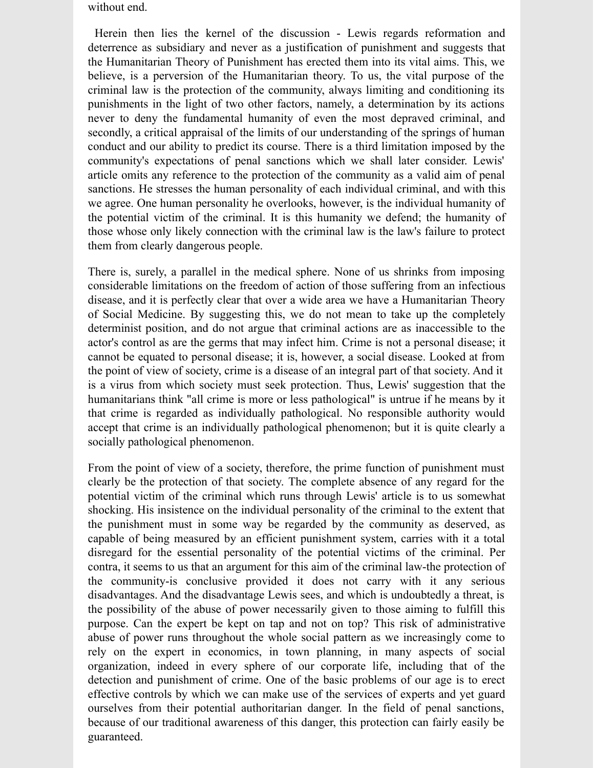without end.

Herein then lies the kernel of the discussion - Lewis regards reformation and deterrence as subsidiary and never as a justification of punishment and suggests that the Humanitarian Theory of Punishment has erected them into its vital aims. This, we believe, is a perversion of the Humanitarian theory. To us, the vital purpose of the criminal law is the protection of the community, always limiting and conditioning its punishments in the light of two other factors, namely, a determination by its actions never to deny the fundamental humanity of even the most depraved criminal, and secondly, a critical appraisal of the limits of our understanding of the springs of human conduct and our ability to predict its course. There is a third limitation imposed by the community's expectations of penal sanctions which we shall later consider. Lewis' article omits any reference to the protection of the community as a valid aim of penal sanctions. He stresses the human personality of each individual criminal, and with this we agree. One human personality he overlooks, however, is the individual humanity of the potential victim of the criminal. It is this humanity we defend; the humanity of those whose only likely connection with the criminal law is the law's failure to protect them from clearly dangerous people.

There is, surely, a parallel in the medical sphere. None of us shrinks from imposing considerable limitations on the freedom of action of those suffering from an infectious disease, and it is perfectly clear that over a wide area we have a Humanitarian Theory of Social Medicine. By suggesting this, we do not mean to take up the completely determinist position, and do not argue that criminal actions are as inaccessible to the actor's control as are the germs that may infect him. Crime is not a personal disease; it cannot be equated to personal disease; it is, however, a social disease. Looked at from the point of view of society, crime is a disease of an integral part of that society. And it is a virus from which society must seek protection. Thus, Lewis' suggestion that the humanitarians think "all crime is more or less pathological" is untrue if he means by it that crime is regarded as individually pathological. No responsible authority would accept that crime is an individually pathological phenomenon; but it is quite clearly a socially pathological phenomenon.

From the point of view of a society, therefore, the prime function of punishment must clearly be the protection of that society. The complete absence of any regard for the potential victim of the criminal which runs through Lewis' article is to us somewhat shocking. His insistence on the individual personality of the criminal to the extent that the punishment must in some way be regarded by the community as deserved, as capable of being measured by an efficient punishment system, carries with it a total disregard for the essential personality of the potential victims of the criminal. Per contra, it seems to us that an argument for this aim of the criminal law-the protection of the community-is conclusive provided it does not carry with it any serious disadvantages. And the disadvantage Lewis sees, and which is undoubtedly a threat, is the possibility of the abuse of power necessarily given to those aiming to fulfill this purpose. Can the expert be kept on tap and not on top? This risk of administrative abuse of power runs throughout the whole social pattern as we increasingly come to rely on the expert in economics, in town planning, in many aspects of social organization, indeed in every sphere of our corporate life, including that of the detection and punishment of crime. One of the basic problems of our age is to erect effective controls by which we can make use of the services of experts and yet guard ourselves from their potential authoritarian danger. In the field of penal sanctions, because of our traditional awareness of this danger, this protection can fairly easily be guaranteed.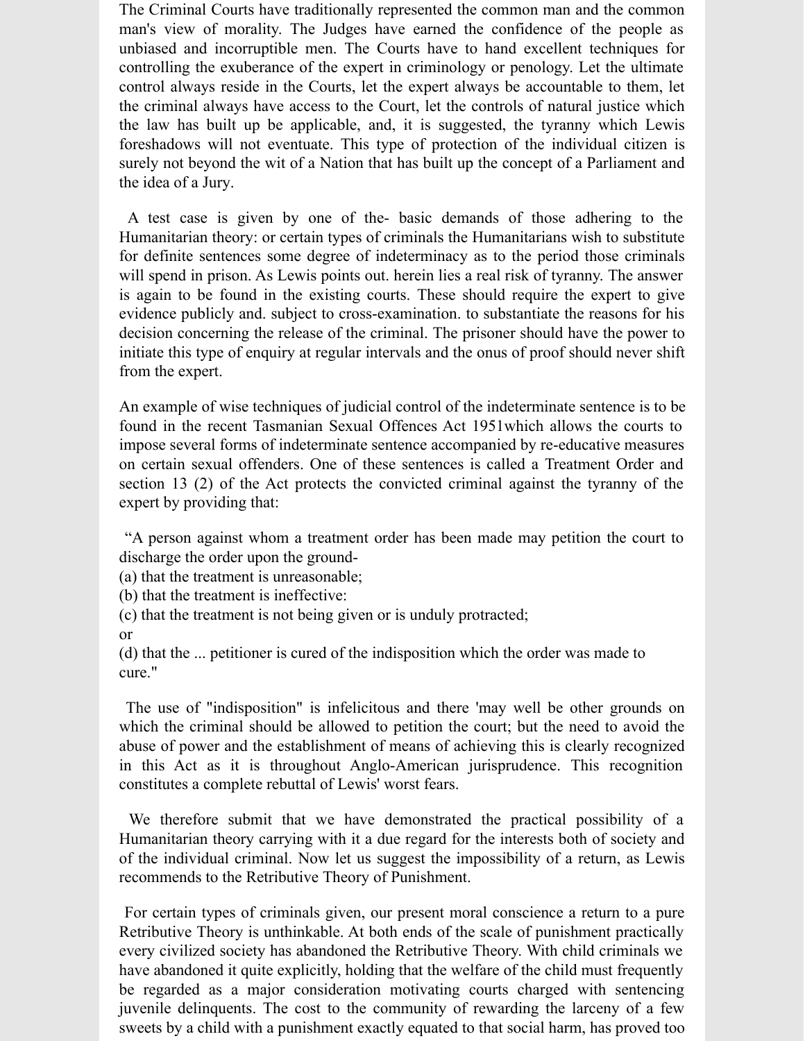The Criminal Courts have traditionally represented the common man and the common man's view of morality. The Judges have earned the confidence of the people as unbiased and incorruptible men. The Courts have to hand excellent techniques for controlling the exuberance of the expert in criminology or penology. Let the ultimate control always reside in the Courts, let the expert always be accountable to them, let the criminal always have access to the Court, let the controls of natural justice which the law has built up be applicable, and, it is suggested, the tyranny which Lewis foreshadows will not eventuate. This type of protection of the individual citizen is surely not beyond the wit of a Nation that has built up the concept of a Parliament and the idea of a Jury.

A test case is given by one of the- basic demands of those adhering to the Humanitarian theory: or certain types of criminals the Humanitarians wish to substitute for definite sentences some degree of indeterminacy as to the period those criminals will spend in prison. As Lewis points out. herein lies a real risk of tyranny. The answer is again to be found in the existing courts. These should require the expert to give evidence publicly and. subject to cross-examination. to substantiate the reasons for his decision concerning the release of the criminal. The prisoner should have the power to initiate this type of enquiry at regular intervals and the onus of proof should never shift from the expert.

An example of wise techniques of judicial control of the indeterminate sentence is to be found in the recent Tasmanian Sexual Offences Act 1951which allows the courts to impose several forms of indeterminate sentence accompanied by re-educative measures on certain sexual offenders. One of these sentences is called a Treatment Order and section 13 (2) of the Act protects the convicted criminal against the tyranny of the expert by providing that:

"A person against whom a treatment order has been made may petition the court to discharge the order upon the ground-
(a) that the treatment is unreasonable;
(b) that the treatment is ineffective:
(c) that the treatment is not being given or is unduly protracted;
or
(d) that the ... petitioner is cured of the indisposition which the order was made to cure."

The use of "indisposition" is infelicitous and there 'may well be other grounds on which the criminal should be allowed to petition the court; but the need to avoid the abuse of power and the establishment of means of achieving this is clearly recognized in this Act as it is throughout Anglo-American jurisprudence. This recognition constitutes a complete rebuttal of Lewis' worst fears.

We therefore submit that we have demonstrated the practical possibility of a Humanitarian theory carrying with it a due regard for the interests both of society and of the individual criminal. Now let us suggest the impossibility of a return, as Lewis recommends to the Retributive Theory of Punishment.

For certain types of criminals given, our present moral conscience a return to a pure Retributive Theory is unthinkable. At both ends of the scale of punishment practically every civilized society has abandoned the Retributive Theory. With child criminals we have abandoned it quite explicitly, holding that the welfare of the child must frequently be regarded as a major consideration motivating courts charged with sentencing juvenile delinquents. The cost to the community of rewarding the larceny of a few sweets by a child with a punishment exactly equated to that social harm, has proved too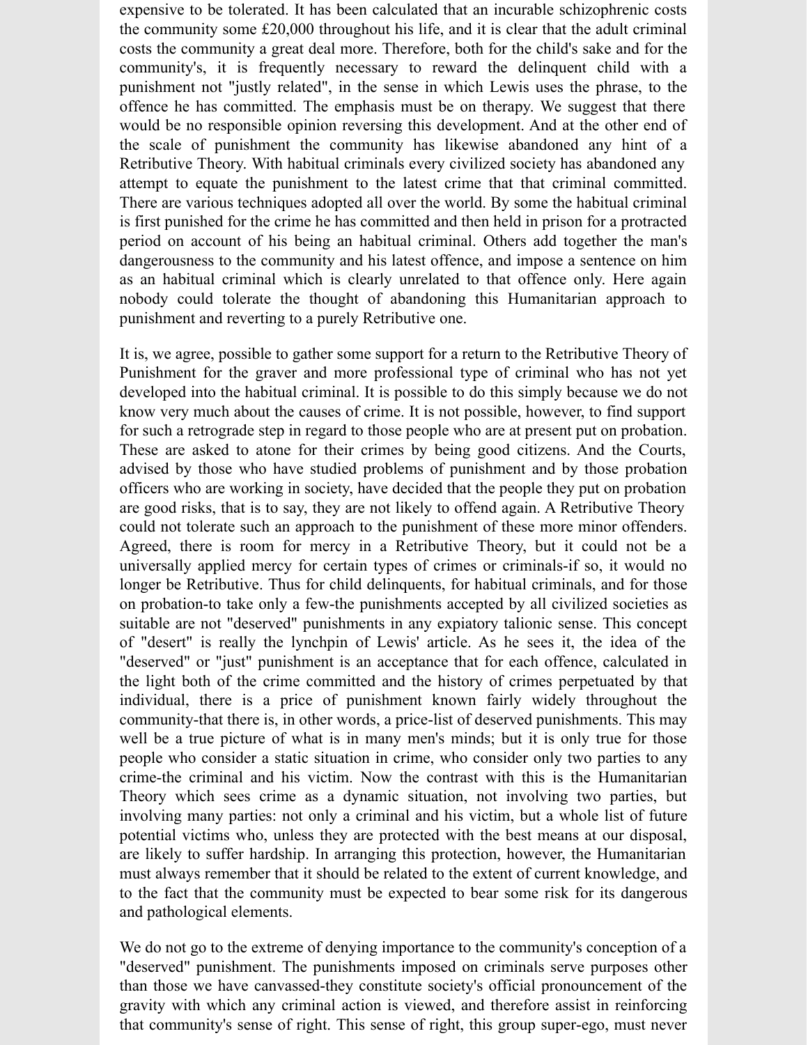expensive to be tolerated. It has been calculated that an incurable schizophrenic costs the community some £20,000 throughout his life, and it is clear that the adult criminal costs the community a great deal more. Therefore, both for the child's sake and for the community's, it is frequently necessary to reward the delinquent child with a punishment not "justly related", in the sense in which Lewis uses the phrase, to the offence he has committed. The emphasis must be on therapy. We suggest that there would be no responsible opinion reversing this development. And at the other end of the scale of punishment the community has likewise abandoned any hint of a Retributive Theory. With habitual criminals every civilized society has abandoned any attempt to equate the punishment to the latest crime that that criminal committed. There are various techniques adopted all over the world. By some the habitual criminal is first punished for the crime he has committed and then held in prison for a protracted period on account of his being an habitual criminal. Others add together the man's dangerousness to the community and his latest offence, and impose a sentence on him as an habitual criminal which is clearly unrelated to that offence only. Here again nobody could tolerate the thought of abandoning this Humanitarian approach to punishment and reverting to a purely Retributive one.

It is, we agree, possible to gather some support for a return to the Retributive Theory of Punishment for the graver and more professional type of criminal who has not yet developed into the habitual criminal. It is possible to do this simply because we do not know very much about the causes of crime. It is not possible, however, to find support for such a retrograde step in regard to those people who are at present put on probation. These are asked to atone for their crimes by being good citizens. And the Courts, advised by those who have studied problems of punishment and by those probation officers who are working in society, have decided that the people they put on probation are good risks, that is to say, they are not likely to offend again. A Retributive Theory could not tolerate such an approach to the punishment of these more minor offenders. Agreed, there is room for mercy in a Retributive Theory, but it could not be a universally applied mercy for certain types of crimes or criminals-if so, it would no longer be Retributive. Thus for child delinquents, for habitual criminals, and for those on probation-to take only a few-the punishments accepted by all civilized societies as suitable are not "deserved" punishments in any expiatory talionic sense. This concept of "desert" is really the lynchpin of Lewis' article. As he sees it, the idea of the "deserved" or "just" punishment is an acceptance that for each offence, calculated in the light both of the crime committed and the history of crimes perpetuated by that individual, there is a price of punishment known fairly widely throughout the community-that there is, in other words, a price-list of deserved punishments. This may well be a true picture of what is in many men's minds; but it is only true for those people who consider a static situation in crime, who consider only two parties to any crime-the criminal and his victim. Now the contrast with this is the Humanitarian Theory which sees crime as a dynamic situation, not involving two parties, but involving many parties: not only a criminal and his victim, but a whole list of future potential victims who, unless they are protected with the best means at our disposal, are likely to suffer hardship. In arranging this protection, however, the Humanitarian must always remember that it should be related to the extent of current knowledge, and to the fact that the community must be expected to bear some risk for its dangerous and pathological elements.

We do not go to the extreme of denying importance to the community's conception of a "deserved" punishment. The punishments imposed on criminals serve purposes other than those we have canvassed-they constitute society's official pronouncement of the gravity with which any criminal action is viewed, and therefore assist in reinforcing that community's sense of right. This sense of right, this group super-ego, must never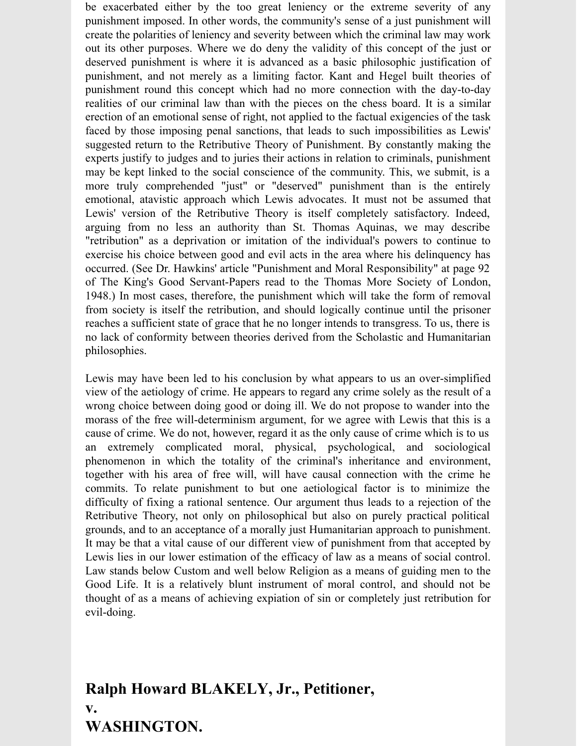be exacerbated either by the too great leniency or the extreme severity of any punishment imposed. In other words, the community's sense of a just punishment will create the polarities of leniency and severity between which the criminal law may work out its other purposes. Where we do deny the validity of this concept of the just or deserved punishment is where it is advanced as a basic philosophic justification of punishment, and not merely as a limiting factor. Kant and Hegel built theories of punishment round this concept which had no more connection with the day-to-day realities of our criminal law than with the pieces on the chess board. It is a similar erection of an emotional sense of right, not applied to the factual exigencies of the task faced by those imposing penal sanctions, that leads to such impossibilities as Lewis' suggested return to the Retributive Theory of Punishment. By constantly making the experts justify to judges and to juries their actions in relation to criminals, punishment may be kept linked to the social conscience of the community. This, we submit, is a more truly comprehended "just" or "deserved" punishment than is the entirely emotional, atavistic approach which Lewis advocates. It must not be assumed that Lewis' version of the Retributive Theory is itself completely satisfactory. Indeed, arguing from no less an authority than St. Thomas Aquinas, we may describe "retribution" as a deprivation or imitation of the individual's powers to continue to exercise his choice between good and evil acts in the area where his delinquency has occurred. (See Dr. Hawkins' article "Punishment and Moral Responsibility" at page 92 of The King's Good Servant-Papers read to the Thomas More Society of London, 1948.) In most cases, therefore, the punishment which will take the form of removal from society is itself the retribution, and should logically continue until the prisoner reaches a sufficient state of grace that he no longer intends to transgress. To us, there is no lack of conformity between theories derived from the Scholastic and Humanitarian philosophies.

Lewis may have been led to his conclusion by what appears to us an over-simplified view of the aetiology of crime. He appears to regard any crime solely as the result of a wrong choice between doing good or doing ill. We do not propose to wander into the morass of the free will-determinism argument, for we agree with Lewis that this is a cause of crime. We do not, however, regard it as the only cause of crime which is to us an extremely complicated moral, physical, psychological, and sociological phenomenon in which the totality of the criminal's inheritance and environment, together with his area of free will, will have causal connection with the crime he commits. To relate punishment to but one aetiological factor is to minimize the difficulty of fixing a rational sentence. Our argument thus leads to a rejection of the Retributive Theory, not only on philosophical but also on purely practical political grounds, and to an acceptance of a morally just Humanitarian approach to punishment. It may be that a vital cause of our different view of punishment from that accepted by Lewis lies in our lower estimation of the efficacy of law as a means of social control. Law stands below Custom and well below Religion as a means of guiding men to the Good Life. It is a relatively blunt instrument of moral control, and should not be thought of as a means of achieving expiation of sin or completely just retribution for evil-doing.

## Ralph Howard BLAKELY, Jr., Petitioner,
## v.
## WASHINGTON.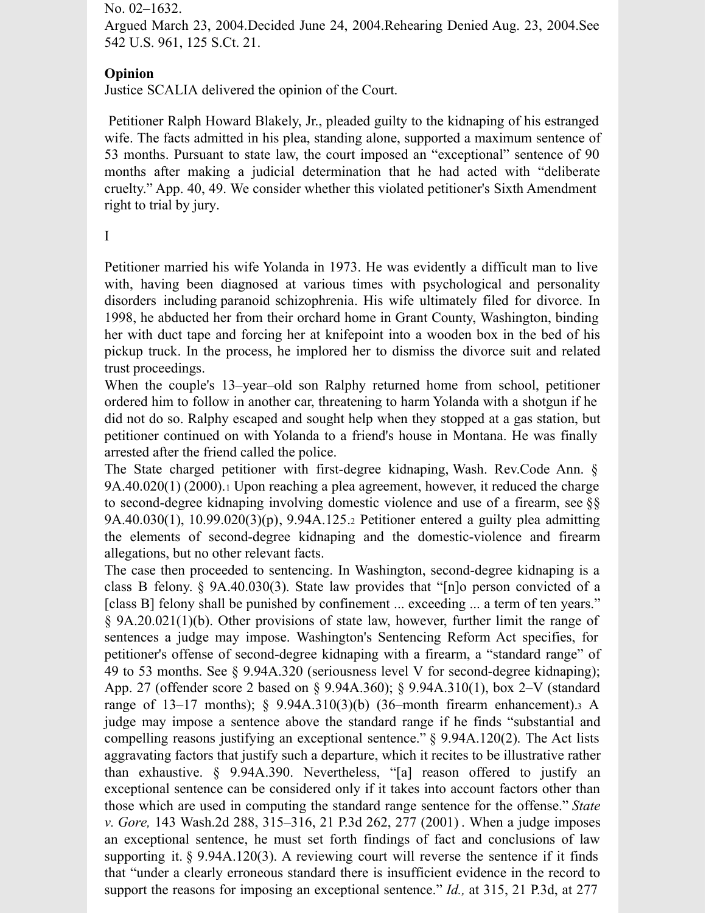No. 02–1632.

Argued March 23, 2004. Decided June 24, 2004. Rehearing Denied Aug. 23, 2004. See 542 U.S. 961, 125 S.Ct. 21.

**Opinion**

Justice SCALIA delivered the opinion of the Court.

Petitioner Ralph Howard Blakely, Jr., pleaded guilty to the kidnaping of his estranged wife. The facts admitted in his plea, standing alone, supported a maximum sentence of 53 months. Pursuant to state law, the court imposed an "exceptional" sentence of 90 months after making a judicial determination that he had acted with "deliberate cruelty." App. 40, 49. We consider whether this violated petitioner's Sixth Amendment right to trial by jury.

I

Petitioner married his wife Yolanda in 1973. He was evidently a difficult man to live with, having been diagnosed at various times with psychological and personality disorders including paranoid schizophrenia. His wife ultimately filed for divorce. In 1998, he abducted her from their orchard home in Grant County, Washington, binding her with duct tape and forcing her at knifepoint into a wooden box in the bed of his pickup truck. In the process, he implored her to dismiss the divorce suit and related trust proceedings.

When the couple's 13–year–old son Ralphy returned home from school, petitioner ordered him to follow in another car, threatening to harm Yolanda with a shotgun if he did not do so. Ralphy escaped and sought help when they stopped at a gas station, but petitioner continued on with Yolanda to a friend's house in Montana. He was finally arrested after the friend called the police.

The State charged petitioner with first-degree kidnaping, Wash. Rev.Code Ann. § 9A.40.020(1) (2000).[1] Upon reaching a plea agreement, however, it reduced the charge to second-degree kidnaping involving domestic violence and use of a firearm, see §§ 9A.40.030(1), 10.99.020(3)(p), 9.94A.125.[2] Petitioner entered a guilty plea admitting the elements of second-degree kidnaping and the domestic-violence and firearm allegations, but no other relevant facts.

The case then proceeded to sentencing. In Washington, second-degree kidnaping is a class B felony. § 9A.40.030(3). State law provides that "[n]o person convicted of a [class B] felony shall be punished by confinement ... exceeding ... a term of ten years." § 9A.20.021(1)(b). Other provisions of state law, however, further limit the range of sentences a judge may impose. Washington's Sentencing Reform Act specifies, for petitioner's offense of second-degree kidnaping with a firearm, a "standard range" of 49 to 53 months. See § 9.94A.320 (seriousness level V for second-degree kidnaping); App. 27 (offender score 2 based on § 9.94A.360); § 9.94A.310(1), box 2–V (standard range of 13–17 months); § 9.94A.310(3)(b) (36–month firearm enhancement).[3] A judge may impose a sentence above the standard range if he finds "substantial and compelling reasons justifying an exceptional sentence." § 9.94A.120(2). The Act lists aggravating factors that justify such a departure, which it recites to be illustrative rather than exhaustive. § 9.94A.390. Nevertheless, "[a] reason offered to justify an exceptional sentence can be considered only if it takes into account factors other than those which are used in computing the standard range sentence for the offense." *State v. Gore,* 143 Wash.2d 288, 315–316, 21 P.3d 262, 277 (2001). When a judge imposes an exceptional sentence, he must set forth findings of fact and conclusions of law supporting it. § 9.94A.120(3). A reviewing court will reverse the sentence if it finds that "under a clearly erroneous standard there is insufficient evidence in the record to support the reasons for imposing an exceptional sentence." *Id.,* at 315, 21 P.3d, at 277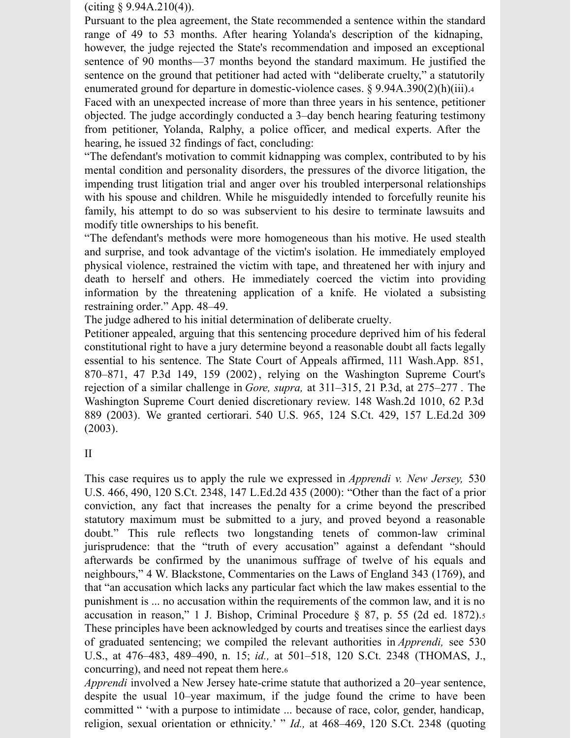(citing § 9.94A.210(4)).

Pursuant to the plea agreement, the State recommended a sentence within the standard range of 49 to 53 months. After hearing Yolanda's description of the kidnaping, however, the judge rejected the State's recommendation and imposed an exceptional sentence of 90 months—37 months beyond the standard maximum. He justified the sentence on the ground that petitioner had acted with "deliberate cruelty," a statutorily enumerated ground for departure in domestic-violence cases. § 9.94A.390(2)(h)(iii).[4]

Faced with an unexpected increase of more than three years in his sentence, petitioner objected. The judge accordingly conducted a 3–day bench hearing featuring testimony from petitioner, Yolanda, Ralphy, a police officer, and medical experts. After the hearing, he issued 32 findings of fact, concluding:

"The defendant's motivation to commit kidnapping was complex, contributed to by his mental condition and personality disorders, the pressures of the divorce litigation, the impending trust litigation trial and anger over his troubled interpersonal relationships with his spouse and children. While he misguidedly intended to forcefully reunite his family, his attempt to do so was subservient to his desire to terminate lawsuits and modify title ownerships to his benefit.

"The defendant's methods were more homogeneous than his motive. He used stealth and surprise, and took advantage of the victim's isolation. He immediately employed physical violence, restrained the victim with tape, and threatened her with injury and death to herself and others. He immediately coerced the victim into providing information by the threatening application of a knife. He violated a subsisting restraining order." App. 48–49.

The judge adhered to his initial determination of deliberate cruelty.

Petitioner appealed, arguing that this sentencing procedure deprived him of his federal constitutional right to have a jury determine beyond a reasonable doubt all facts legally essential to his sentence. The State Court of Appeals affirmed, 111 Wash.App. 851, 870–871, 47 P.3d 149, 159 (2002), relying on the Washington Supreme Court's rejection of a similar challenge in *Gore, supra,* at 311–315, 21 P.3d, at 275–277 . The Washington Supreme Court denied discretionary review. 148 Wash.2d 1010, 62 P.3d 889 (2003). We granted certiorari. 540 U.S. 965, 124 S.Ct. 429, 157 L.Ed.2d 309 (2003).

## II

This case requires us to apply the rule we expressed in *Apprendi v. New Jersey,* 530 U.S. 466, 490, 120 S.Ct. 2348, 147 L.Ed.2d 435 (2000): "Other than the fact of a prior conviction, any fact that increases the penalty for a crime beyond the prescribed statutory maximum must be submitted to a jury, and proved beyond a reasonable doubt." This rule reflects two longstanding tenets of common-law criminal jurisprudence: that the "truth of every accusation" against a defendant "should afterwards be confirmed by the unanimous suffrage of twelve of his equals and neighbours," 4 W. Blackstone, Commentaries on the Laws of England 343 (1769), and that "an accusation which lacks any particular fact which the law makes essential to the punishment is ... no accusation within the requirements of the common law, and it is no accusation in reason," 1 J. Bishop, Criminal Procedure § 87, p. 55 (2d ed. 1872).[5] These principles have been acknowledged by courts and treatises since the earliest days of graduated sentencing; we compiled the relevant authorities in *Apprendi,* see 530 U.S., at 476–483, 489–490, n. 15; *id.,* at 501–518, 120 S.Ct. 2348 (THOMAS, J., concurring), and need not repeat them here.[6]

*Apprendi* involved a New Jersey hate-crime statute that authorized a 20–year sentence, despite the usual 10–year maximum, if the judge found the crime to have been committed " 'with a purpose to intimidate ... because of race, color, gender, handicap, religion, sexual orientation or ethnicity.' " *Id.,* at 468–469, 120 S.Ct. 2348 (quoting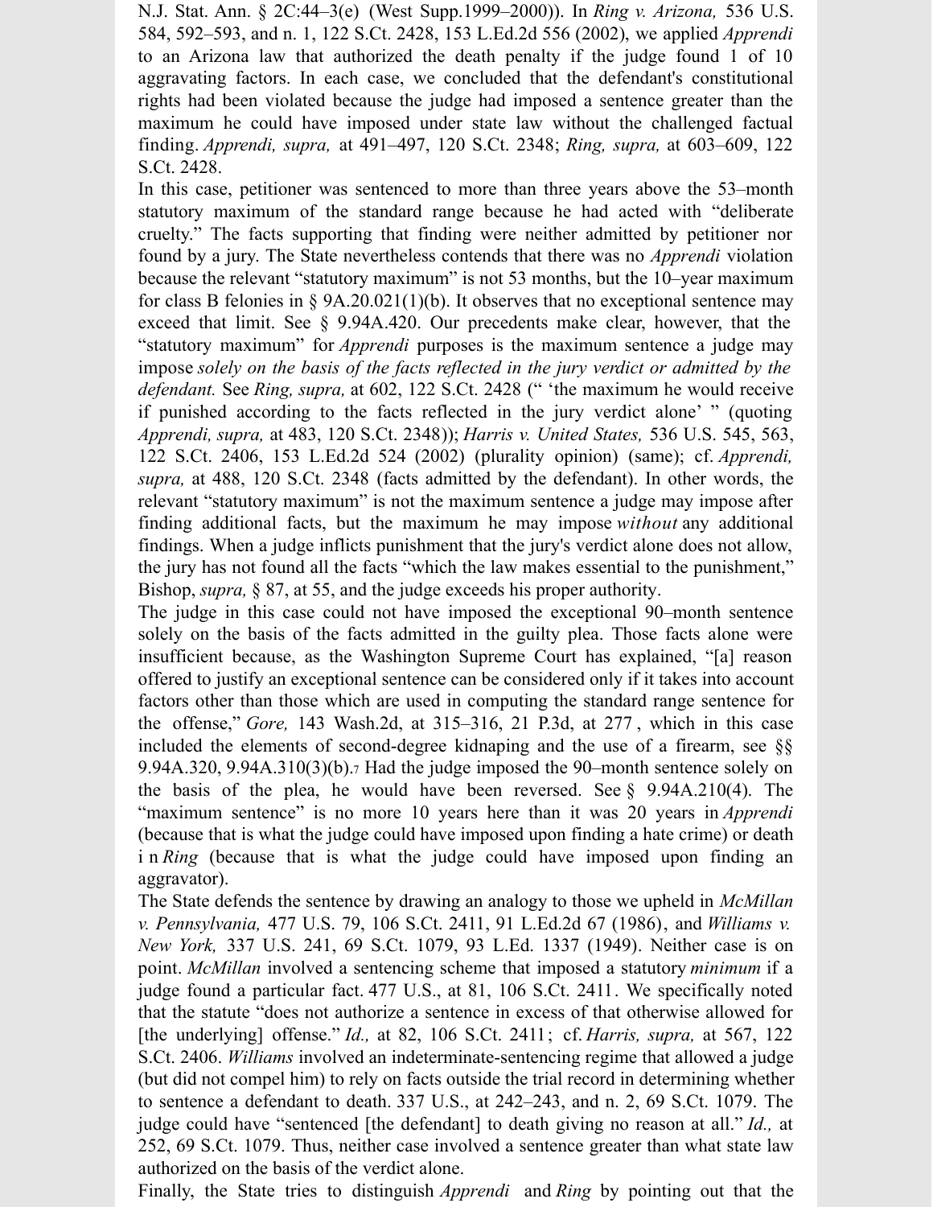N.J. Stat. Ann. § 2C:44–3(e) (West Supp.1999–2000)). In *Ring v. Arizona,* 536 U.S. 584, 592–593, and n. 1, 122 S.Ct. 2428, 153 L.Ed.2d 556 (2002), we applied *Apprendi* to an Arizona law that authorized the death penalty if the judge found 1 of 10 aggravating factors. In each case, we concluded that the defendant's constitutional rights had been violated because the judge had imposed a sentence greater than the maximum he could have imposed under state law without the challenged factual finding. *Apprendi, supra,* at 491–497, 120 S.Ct. 2348; *Ring, supra,* at 603–609, 122 S.Ct. 2428.

In this case, petitioner was sentenced to more than three years above the 53–month statutory maximum of the standard range because he had acted with "deliberate cruelty." The facts supporting that finding were neither admitted by petitioner nor found by a jury. The State nevertheless contends that there was no *Apprendi* violation because the relevant "statutory maximum" is not 53 months, but the 10–year maximum for class B felonies in § 9A.20.021(1)(b). It observes that no exceptional sentence may exceed that limit. See § 9.94A.420. Our precedents make clear, however, that the "statutory maximum" for *Apprendi* purposes is the maximum sentence a judge may impose *solely on the basis of the facts reflected in the jury verdict or admitted by the defendant.* See *Ring, supra,* at 602, 122 S.Ct. 2428 (" 'the maximum he would receive if punished according to the facts reflected in the jury verdict alone' " (quoting *Apprendi, supra,* at 483, 120 S.Ct. 2348)); *Harris v. United States,* 536 U.S. 545, 563, 122 S.Ct. 2406, 153 L.Ed.2d 524 (2002) (plurality opinion) (same); cf. *Apprendi, supra,* at 488, 120 S.Ct. 2348 (facts admitted by the defendant). In other words, the relevant "statutory maximum" is not the maximum sentence a judge may impose after finding additional facts, but the maximum he may impose *without* any additional findings. When a judge inflicts punishment that the jury's verdict alone does not allow, the jury has not found all the facts "which the law makes essential to the punishment," Bishop, *supra,* § 87, at 55, and the judge exceeds his proper authority.

The judge in this case could not have imposed the exceptional 90–month sentence solely on the basis of the facts admitted in the guilty plea. Those facts alone were insufficient because, as the Washington Supreme Court has explained, "[a] reason offered to justify an exceptional sentence can be considered only if it takes into account factors other than those which are used in computing the standard range sentence for the offense," *Gore,* 143 Wash.2d, at 315–316, 21 P.3d, at 277 , which in this case included the elements of second-degree kidnaping and the use of a firearm, see §§ 9.94A.320, 9.94A.310(3)(b).[7] Had the judge imposed the 90–month sentence solely on the basis of the plea, he would have been reversed. See § 9.94A.210(4). The "maximum sentence" is no more 10 years here than it was 20 years in *Apprendi* (because that is what the judge could have imposed upon finding a hate crime) or death in *Ring* (because that is what the judge could have imposed upon finding an aggravator).

The State defends the sentence by drawing an analogy to those we upheld in *McMillan v. Pennsylvania,* 477 U.S. 79, 106 S.Ct. 2411, 91 L.Ed.2d 67 (1986), and *Williams v. New York,* 337 U.S. 241, 69 S.Ct. 1079, 93 L.Ed. 1337 (1949). Neither case is on point. *McMillan* involved a sentencing scheme that imposed a statutory *minimum* if a judge found a particular fact. 477 U.S., at 81, 106 S.Ct. 2411. We specifically noted that the statute "does not authorize a sentence in excess of that otherwise allowed for [the underlying] offense." *Id.,* at 82, 106 S.Ct. 2411; cf. *Harris, supra,* at 567, 122 S.Ct. 2406. *Williams* involved an indeterminate-sentencing regime that allowed a judge (but did not compel him) to rely on facts outside the trial record in determining whether to sentence a defendant to death. 337 U.S., at 242–243, and n. 2, 69 S.Ct. 1079. The judge could have "sentenced [the defendant] to death giving no reason at all." *Id.,* at 252, 69 S.Ct. 1079. Thus, neither case involved a sentence greater than what state law authorized on the basis of the verdict alone.

Finally, the State tries to distinguish *Apprendi* and *Ring* by pointing out that the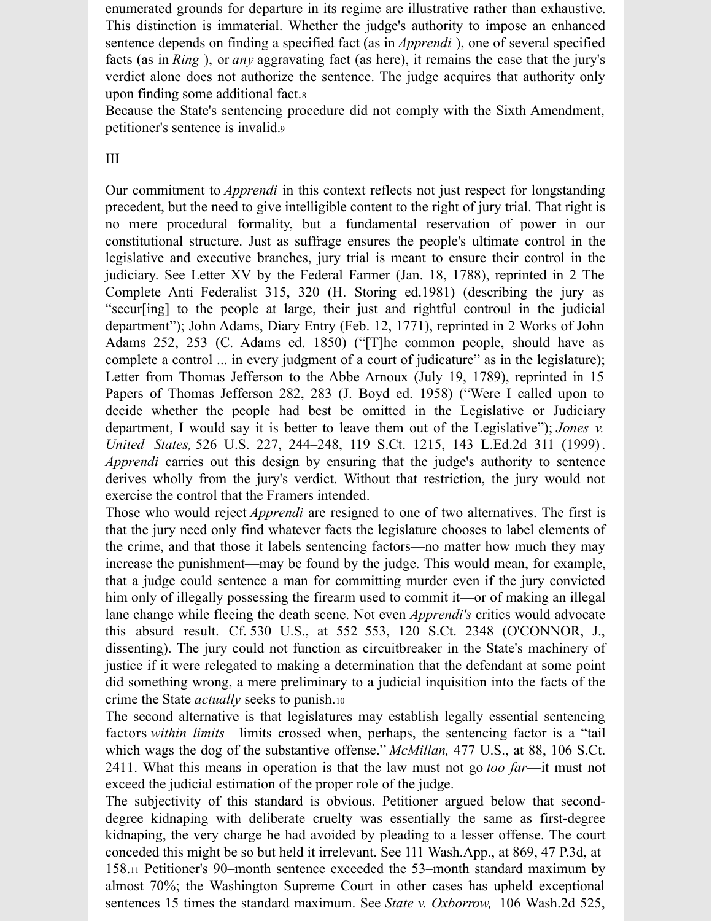enumerated grounds for departure in its regime are illustrative rather than exhaustive. This distinction is immaterial. Whether the judge's authority to impose an enhanced sentence depends on finding a specified fact (as in *Apprendi* ), one of several specified facts (as in *Ring* ), or *any* aggravating fact (as here), it remains the case that the jury's verdict alone does not authorize the sentence. The judge acquires that authority only upon finding some additional fact.[8]

Because the State's sentencing procedure did not comply with the Sixth Amendment, petitioner's sentence is invalid.[9]

## III

Our commitment to *Apprendi* in this context reflects not just respect for longstanding precedent, but the need to give intelligible content to the right of jury trial. That right is no mere procedural formality, but a fundamental reservation of power in our constitutional structure. Just as suffrage ensures the people's ultimate control in the legislative and executive branches, jury trial is meant to ensure their control in the judiciary. See Letter XV by the Federal Farmer (Jan. 18, 1788), reprinted in 2 The Complete Anti–Federalist 315, 320 (H. Storing ed.1981) (describing the jury as "secur[ing] to the people at large, their just and rightful controul in the judicial department"); John Adams, Diary Entry (Feb. 12, 1771), reprinted in 2 Works of John Adams 252, 253 (C. Adams ed. 1850) ("[T]he common people, should have as complete a control ... in every judgment of a court of judicature" as in the legislature); Letter from Thomas Jefferson to the Abbe Arnoux (July 19, 1789), reprinted in 15 Papers of Thomas Jefferson 282, 283 (J. Boyd ed. 1958) ("Were I called upon to decide whether the people had best be omitted in the Legislative or Judiciary department, I would say it is better to leave them out of the Legislative"); *Jones v. United States,* 526 U.S. 227, 244–248, 119 S.Ct. 1215, 143 L.Ed.2d 311 (1999). *Apprendi* carries out this design by ensuring that the judge's authority to sentence derives wholly from the jury's verdict. Without that restriction, the jury would not exercise the control that the Framers intended.

Those who would reject *Apprendi* are resigned to one of two alternatives. The first is that the jury need only find whatever facts the legislature chooses to label elements of the crime, and that those it labels sentencing factors—no matter how much they may increase the punishment—may be found by the judge. This would mean, for example, that a judge could sentence a man for committing murder even if the jury convicted him only of illegally possessing the firearm used to commit it—or of making an illegal lane change while fleeing the death scene. Not even *Apprendi's* critics would advocate this absurd result. Cf. 530 U.S., at 552–553, 120 S.Ct. 2348 (O'CONNOR, J., dissenting). The jury could not function as circuitbreaker in the State's machinery of justice if it were relegated to making a determination that the defendant at some point did something wrong, a mere preliminary to a judicial inquisition into the facts of the crime the State *actually* seeks to punish.[10]

The second alternative is that legislatures may establish legally essential sentencing factors *within limits*—limits crossed when, perhaps, the sentencing factor is a "tail which wags the dog of the substantive offense." *McMillan,* 477 U.S., at 88, 106 S.Ct. 2411. What this means in operation is that the law must not go *too far*—it must not exceed the judicial estimation of the proper role of the judge.

The subjectivity of this standard is obvious. Petitioner argued below that second-degree kidnaping with deliberate cruelty was essentially the same as first-degree kidnaping, the very charge he had avoided by pleading to a lesser offense. The court conceded this might be so but held it irrelevant. See 111 Wash.App., at 869, 47 P.3d, at 158.[11] Petitioner's 90–month sentence exceeded the 53–month standard maximum by almost 70%; the Washington Supreme Court in other cases has upheld exceptional sentences 15 times the standard maximum. See *State v. Oxborrow,* 106 Wash.2d 525,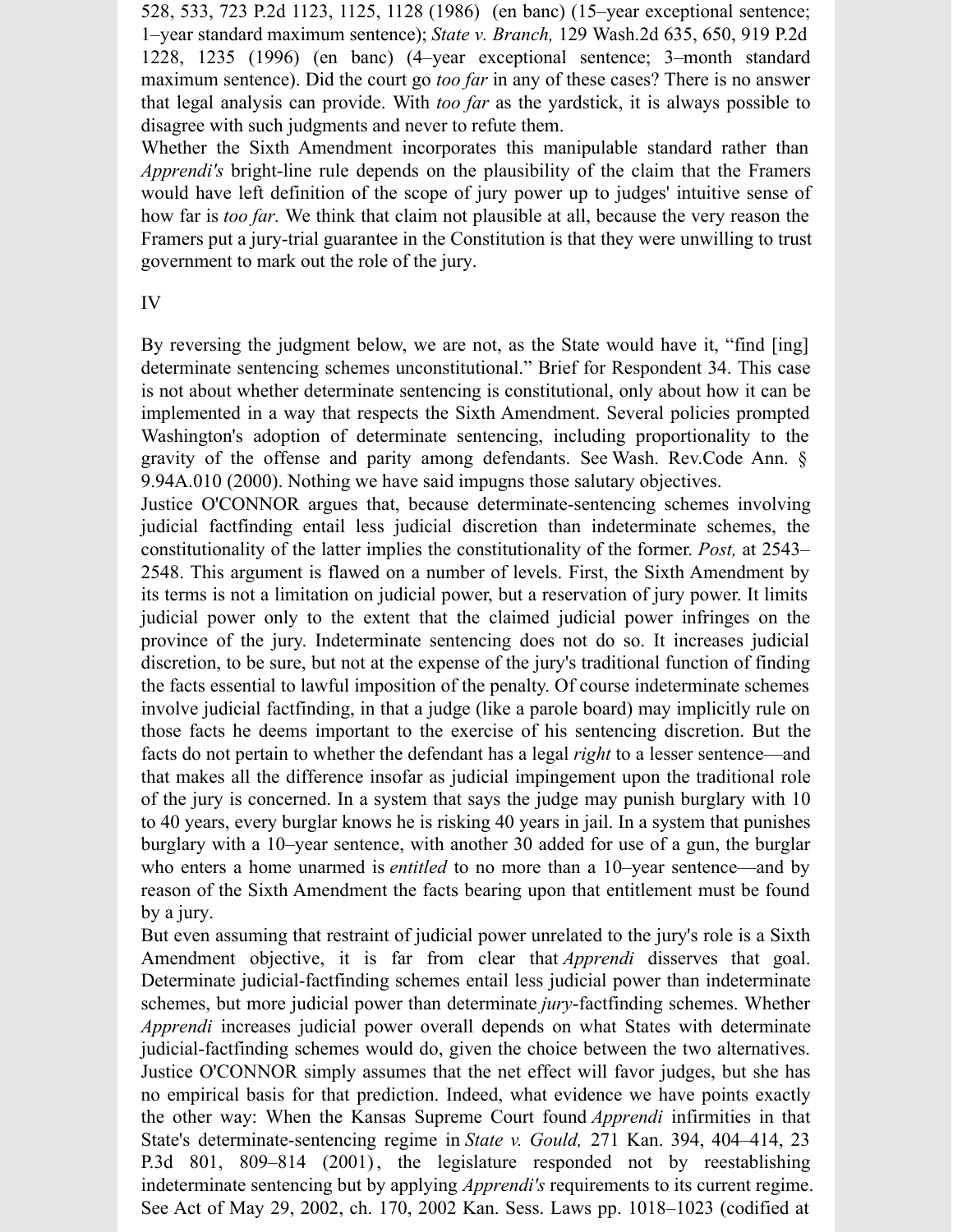528, 533, 723 P.2d 1123, 1125, 1128 (1986) (en banc) (15–year exceptional sentence; 1–year standard maximum sentence); *State v. Branch,* 129 Wash.2d 635, 650, 919 P.2d 1228, 1235 (1996) (en banc) (4–year exceptional sentence; 3–month standard maximum sentence). Did the court go *too far* in any of these cases? There is no answer that legal analysis can provide. With *too far* as the yardstick, it is always possible to disagree with such judgments and never to refute them.

Whether the Sixth Amendment incorporates this manipulable standard rather than *Apprendi's* bright-line rule depends on the plausibility of the claim that the Framers would have left definition of the scope of jury power up to judges' intuitive sense of how far is *too far.* We think that claim not plausible at all, because the very reason the Framers put a jury-trial guarantee in the Constitution is that they were unwilling to trust government to mark out the role of the jury.

## IV

By reversing the judgment below, we are not, as the State would have it, "find [ing] determinate sentencing schemes unconstitutional." Brief for Respondent 34. This case is not about whether determinate sentencing is constitutional, only about how it can be implemented in a way that respects the Sixth Amendment. Several policies prompted Washington's adoption of determinate sentencing, including proportionality to the gravity of the offense and parity among defendants. See Wash. Rev.Code Ann. § 9.94A.010 (2000). Nothing we have said impugns those salutary objectives.

Justice O'CONNOR argues that, because determinate-sentencing schemes involving judicial factfinding entail less judicial discretion than indeterminate schemes, the constitutionality of the latter implies the constitutionality of the former. *Post,* at 2543–2548. This argument is flawed on a number of levels. First, the Sixth Amendment by its terms is not a limitation on judicial power, but a reservation of jury power. It limits judicial power only to the extent that the claimed judicial power infringes on the province of the jury. Indeterminate sentencing does not do so. It increases judicial discretion, to be sure, but not at the expense of the jury's traditional function of finding the facts essential to lawful imposition of the penalty. Of course indeterminate schemes involve judicial factfinding, in that a judge (like a parole board) may implicitly rule on those facts he deems important to the exercise of his sentencing discretion. But the facts do not pertain to whether the defendant has a legal *right* to a lesser sentence—and that makes all the difference insofar as judicial impingement upon the traditional role of the jury is concerned. In a system that says the judge may punish burglary with 10 to 40 years, every burglar knows he is risking 40 years in jail. In a system that punishes burglary with a 10–year sentence, with another 30 added for use of a gun, the burglar who enters a home unarmed is *entitled* to no more than a 10–year sentence—and by reason of the Sixth Amendment the facts bearing upon that entitlement must be found by a jury.

But even assuming that restraint of judicial power unrelated to the jury's role is a Sixth Amendment objective, it is far from clear that *Apprendi* disserves that goal. Determinate judicial-factfinding schemes entail less judicial power than indeterminate schemes, but more judicial power than determinate *jury*-factfinding schemes. Whether *Apprendi* increases judicial power overall depends on what States with determinate judicial-factfinding schemes would do, given the choice between the two alternatives. Justice O'CONNOR simply assumes that the net effect will favor judges, but she has no empirical basis for that prediction. Indeed, what evidence we have points exactly the other way: When the Kansas Supreme Court found *Apprendi* infirmities in that State's determinate-sentencing regime in *State v. Gould,* 271 Kan. 394, 404–414, 23 P.3d 801, 809–814 (2001), the legislature responded not by reestablishing indeterminate sentencing but by applying *Apprendi's* requirements to its current regime. See Act of May 29, 2002, ch. 170, 2002 Kan. Sess. Laws pp. 1018–1023 (codified at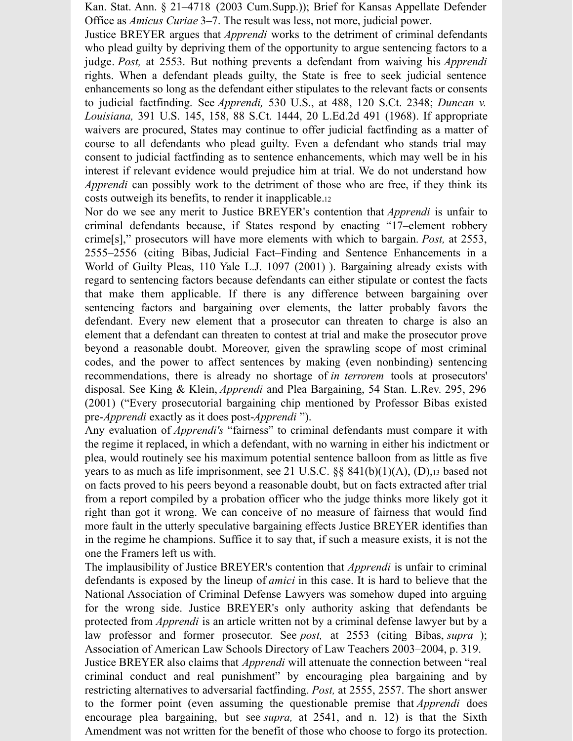Kan. Stat. Ann. § 21–4718 (2003 Cum.Supp.)); Brief for Kansas Appellate Defender Office as *Amicus Curiae* 3–7. The result was less, not more, judicial power.

Justice BREYER argues that *Apprendi* works to the detriment of criminal defendants who plead guilty by depriving them of the opportunity to argue sentencing factors to a judge. *Post,* at 2553. But nothing prevents a defendant from waiving his *Apprendi* rights. When a defendant pleads guilty, the State is free to seek judicial sentence enhancements so long as the defendant either stipulates to the relevant facts or consents to judicial factfinding. See *Apprendi,* 530 U.S., at 488, 120 S.Ct. 2348; *Duncan v. Louisiana,* 391 U.S. 145, 158, 88 S.Ct. 1444, 20 L.Ed.2d 491 (1968). If appropriate waivers are procured, States may continue to offer judicial factfinding as a matter of course to all defendants who plead guilty. Even a defendant who stands trial may consent to judicial factfinding as to sentence enhancements, which may well be in his interest if relevant evidence would prejudice him at trial. We do not understand how *Apprendi* can possibly work to the detriment of those who are free, if they think its costs outweigh its benefits, to render it inapplicable.[12]

Nor do we see any merit to Justice BREYER's contention that *Apprendi* is unfair to criminal defendants because, if States respond by enacting "17–element robbery crime[s]," prosecutors will have more elements with which to bargain. *Post,* at 2553, 2555–2556 (citing Bibas, Judicial Fact–Finding and Sentence Enhancements in a World of Guilty Pleas, 110 Yale L.J. 1097 (2001) ). Bargaining already exists with regard to sentencing factors because defendants can either stipulate or contest the facts that make them applicable. If there is any difference between bargaining over sentencing factors and bargaining over elements, the latter probably favors the defendant. Every new element that a prosecutor can threaten to charge is also an element that a defendant can threaten to contest at trial and make the prosecutor prove beyond a reasonable doubt. Moreover, given the sprawling scope of most criminal codes, and the power to affect sentences by making (even nonbinding) sentencing recommendations, there is already no shortage of *in terrorem* tools at prosecutors' disposal. See King & Klein, *Apprendi* and Plea Bargaining, 54 Stan. L.Rev. 295, 296 (2001) ("Every prosecutorial bargaining chip mentioned by Professor Bibas existed pre-*Apprendi* exactly as it does post-*Apprendi* ").

Any evaluation of *Apprendi's* "fairness" to criminal defendants must compare it with the regime it replaced, in which a defendant, with no warning in either his indictment or plea, would routinely see his maximum potential sentence balloon from as little as five years to as much as life imprisonment, see 21 U.S.C. §§ 841(b)(1)(A), (D),[13] based not on facts proved to his peers beyond a reasonable doubt, but on facts extracted after trial from a report compiled by a probation officer who the judge thinks more likely got it right than got it wrong. We can conceive of no measure of fairness that would find more fault in the utterly speculative bargaining effects Justice BREYER identifies than in the regime he champions. Suffice it to say that, if such a measure exists, it is not the one the Framers left us with.

The implausibility of Justice BREYER's contention that *Apprendi* is unfair to criminal defendants is exposed by the lineup of *amici* in this case. It is hard to believe that the National Association of Criminal Defense Lawyers was somehow duped into arguing for the wrong side. Justice BREYER's only authority asking that defendants be protected from *Apprendi* is an article written not by a criminal defense lawyer but by a law professor and former prosecutor. See *post,* at 2553 (citing Bibas, *supra* ); Association of American Law Schools Directory of Law Teachers 2003–2004, p. 319.

Justice BREYER also claims that *Apprendi* will attenuate the connection between "real criminal conduct and real punishment" by encouraging plea bargaining and by restricting alternatives to adversarial factfinding. *Post,* at 2555, 2557. The short answer to the former point (even assuming the questionable premise that *Apprendi* does encourage plea bargaining, but see *supra,* at 2541, and n. 12) is that the Sixth Amendment was not written for the benefit of those who choose to forgo its protection.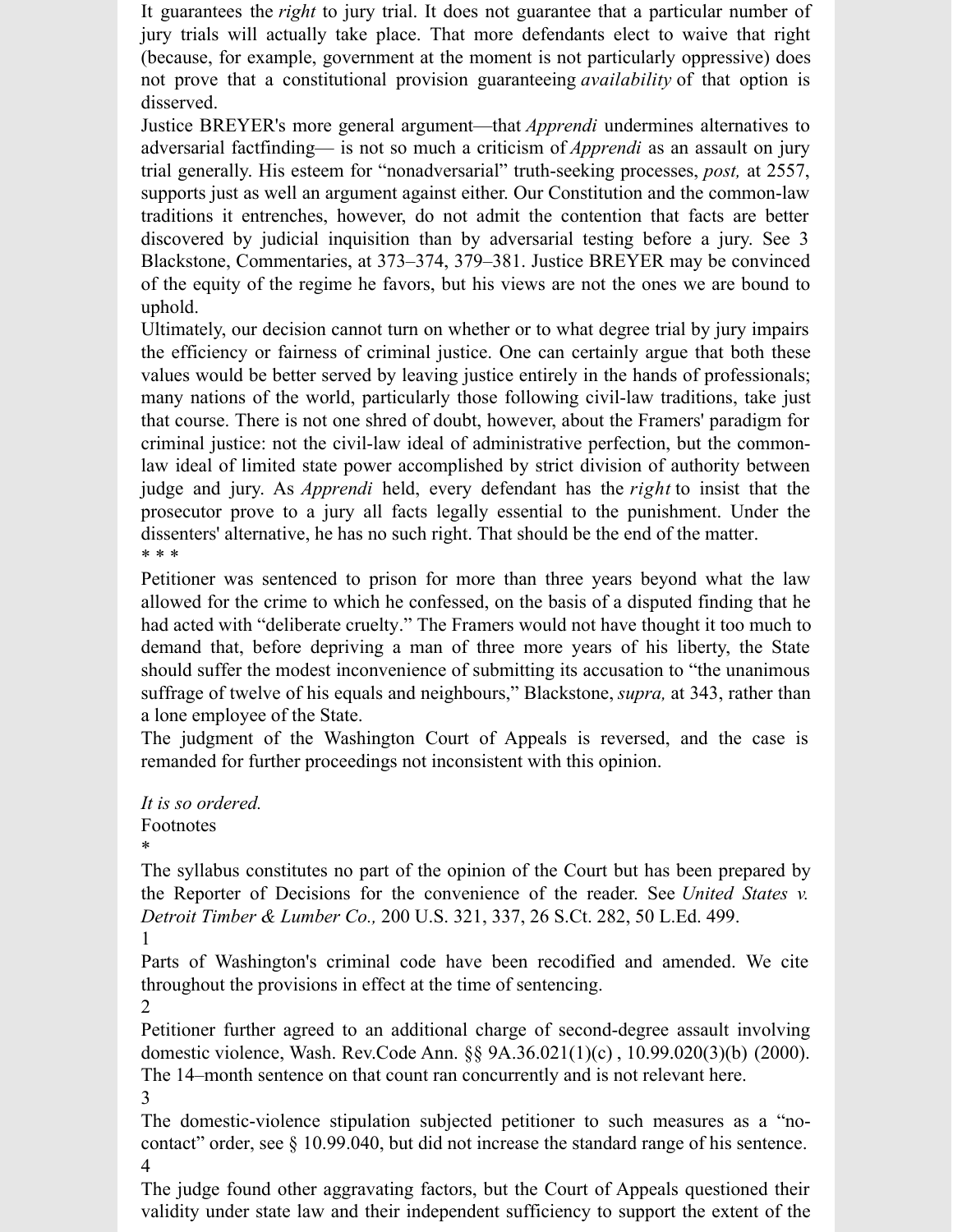It guarantees the *right* to jury trial. It does not guarantee that a particular number of jury trials will actually take place. That more defendants elect to waive that right (because, for example, government at the moment is not particularly oppressive) does not prove that a constitutional provision guaranteeing *availability* of that option is disserved.

Justice BREYER's more general argument—that *Apprendi* undermines alternatives to adversarial factfinding— is not so much a criticism of *Apprendi* as an assault on jury trial generally. His esteem for "nonadversarial" truth-seeking processes, *post,* at 2557, supports just as well an argument against either. Our Constitution and the common-law traditions it entrenches, however, do not admit the contention that facts are better discovered by judicial inquisition than by adversarial testing before a jury. See 3 Blackstone, Commentaries, at 373–374, 379–381. Justice BREYER may be convinced of the equity of the regime he favors, but his views are not the ones we are bound to uphold.

Ultimately, our decision cannot turn on whether or to what degree trial by jury impairs the efficiency or fairness of criminal justice. One can certainly argue that both these values would be better served by leaving justice entirely in the hands of professionals; many nations of the world, particularly those following civil-law traditions, take just that course. There is not one shred of doubt, however, about the Framers' paradigm for criminal justice: not the civil-law ideal of administrative perfection, but the common-law ideal of limited state power accomplished by strict division of authority between judge and jury. As *Apprendi* held, every defendant has the *right* to insist that the prosecutor prove to a jury all facts legally essential to the punishment. Under the dissenters' alternative, he has no such right. That should be the end of the matter.

* * *

Petitioner was sentenced to prison for more than three years beyond what the law allowed for the crime to which he confessed, on the basis of a disputed finding that he had acted with "deliberate cruelty." The Framers would not have thought it too much to demand that, before depriving a man of three more years of his liberty, the State should suffer the modest inconvenience of submitting its accusation to "the unanimous suffrage of twelve of his equals and neighbours," Blackstone, *supra,* at 343, rather than a lone employee of the State.

The judgment of the Washington Court of Appeals is reversed, and the case is remanded for further proceedings not inconsistent with this opinion.

*It is so ordered.*

Footnotes

*

The syllabus constitutes no part of the opinion of the Court but has been prepared by the Reporter of Decisions for the convenience of the reader. See *United States v. Detroit Timber & Lumber Co.,* 200 U.S. 321, 337, 26 S.Ct. 282, 50 L.Ed. 499.

1

Parts of Washington's criminal code have been recodified and amended. We cite throughout the provisions in effect at the time of sentencing.

2

Petitioner further agreed to an additional charge of second-degree assault involving domestic violence, Wash. Rev.Code Ann. §§ 9A.36.021(1)(c) , 10.99.020(3)(b) (2000). The 14–month sentence on that count ran concurrently and is not relevant here.

3

The domestic-violence stipulation subjected petitioner to such measures as a "no-contact" order, see § 10.99.040, but did not increase the standard range of his sentence.

4

The judge found other aggravating factors, but the Court of Appeals questioned their validity under state law and their independent sufficiency to support the extent of the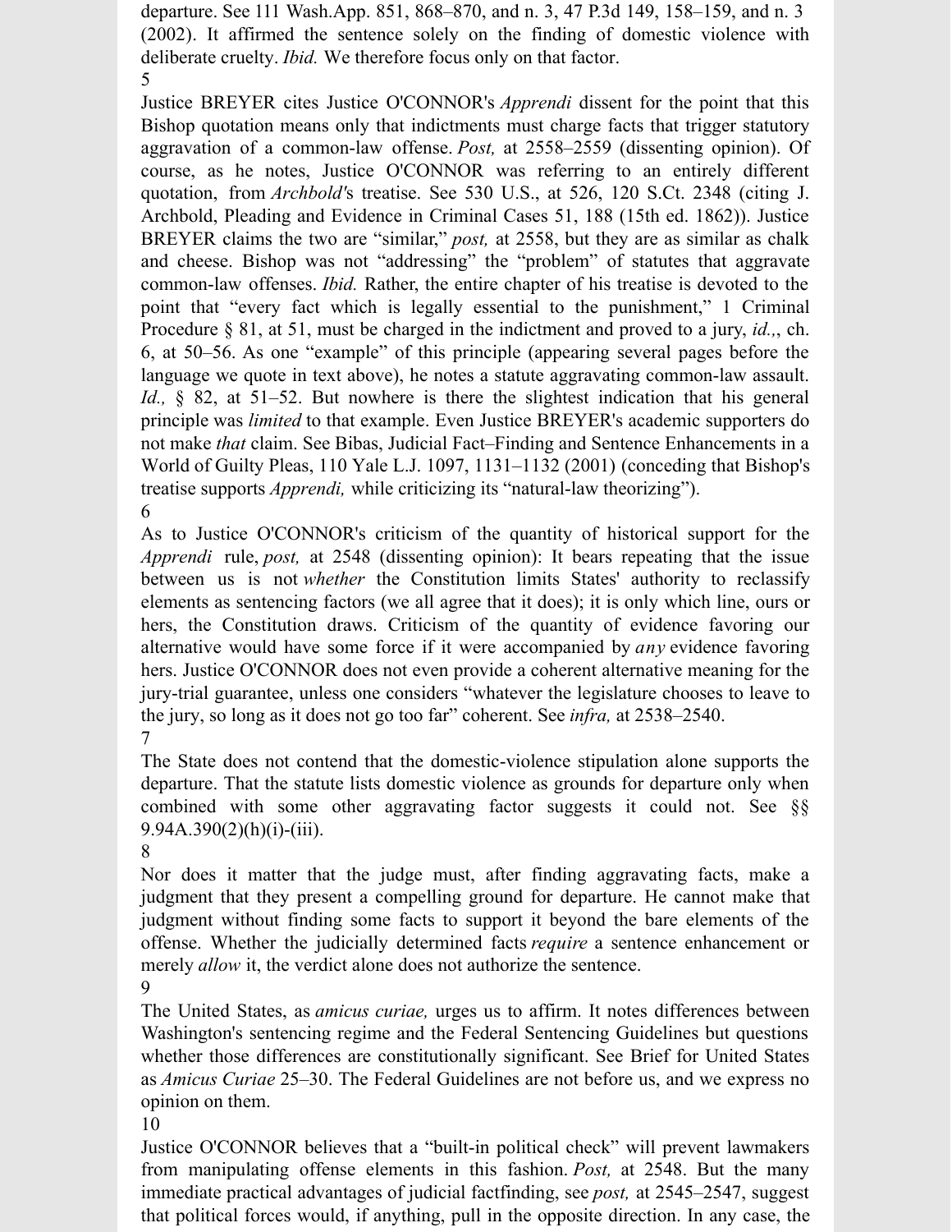departure. See 111 Wash.App. 851, 868–870, and n. 3, 47 P.3d 149, 158–159, and n. 3 (2002). It affirmed the sentence solely on the finding of domestic violence with deliberate cruelty. *Ibid.* We therefore focus only on that factor.

5

Justice BREYER cites Justice O'CONNOR's *Apprendi* dissent for the point that this Bishop quotation means only that indictments must charge facts that trigger statutory aggravation of a common-law offense. *Post,* at 2558–2559 (dissenting opinion). Of course, as he notes, Justice O'CONNOR was referring to an entirely different quotation, from *Archbold's* treatise. See 530 U.S., at 526, 120 S.Ct. 2348 (citing J. Archbold, Pleading and Evidence in Criminal Cases 51, 188 (15th ed. 1862)). Justice BREYER claims the two are "similar," *post,* at 2558, but they are as similar as chalk and cheese. Bishop was not "addressing" the "problem" of statutes that aggravate common-law offenses. *Ibid.* Rather, the entire chapter of his treatise is devoted to the point that "every fact which is legally essential to the punishment," 1 Criminal Procedure § 81, at 51, must be charged in the indictment and proved to a jury, *id.,*, ch. 6, at 50–56. As one "example" of this principle (appearing several pages before the language we quote in text above), he notes a statute aggravating common-law assault. *Id.,* § 82, at 51–52. But nowhere is there the slightest indication that his general principle was *limited* to that example. Even Justice BREYER's academic supporters do not make *that* claim. See Bibas, Judicial Fact–Finding and Sentence Enhancements in a World of Guilty Pleas, 110 Yale L.J. 1097, 1131–1132 (2001) (conceding that Bishop's treatise supports *Apprendi,* while criticizing its "natural-law theorizing").

6

As to Justice O'CONNOR's criticism of the quantity of historical support for the *Apprendi* rule, *post,* at 2548 (dissenting opinion): It bears repeating that the issue between us is not *whether* the Constitution limits States' authority to reclassify elements as sentencing factors (we all agree that it does); it is only which line, ours or hers, the Constitution draws. Criticism of the quantity of evidence favoring our alternative would have some force if it were accompanied by *any* evidence favoring hers. Justice O'CONNOR does not even provide a coherent alternative meaning for the jury-trial guarantee, unless one considers "whatever the legislature chooses to leave to the jury, so long as it does not go too far" coherent. See *infra,* at 2538–2540.

7

The State does not contend that the domestic-violence stipulation alone supports the departure. That the statute lists domestic violence as grounds for departure only when combined with some other aggravating factor suggests it could not. See §§ 9.94A.390(2)(h)(i)-(iii).

8

Nor does it matter that the judge must, after finding aggravating facts, make a judgment that they present a compelling ground for departure. He cannot make that judgment without finding some facts to support it beyond the bare elements of the offense. Whether the judicially determined facts *require* a sentence enhancement or merely *allow* it, the verdict alone does not authorize the sentence.

9

The United States, as *amicus curiae,* urges us to affirm. It notes differences between Washington's sentencing regime and the Federal Sentencing Guidelines but questions whether those differences are constitutionally significant. See Brief for United States as *Amicus Curiae* 25–30. The Federal Guidelines are not before us, and we express no opinion on them.

10

Justice O'CONNOR believes that a "built-in political check" will prevent lawmakers from manipulating offense elements in this fashion. *Post,* at 2548. But the many immediate practical advantages of judicial factfinding, see *post,* at 2545–2547, suggest that political forces would, if anything, pull in the opposite direction. In any case, the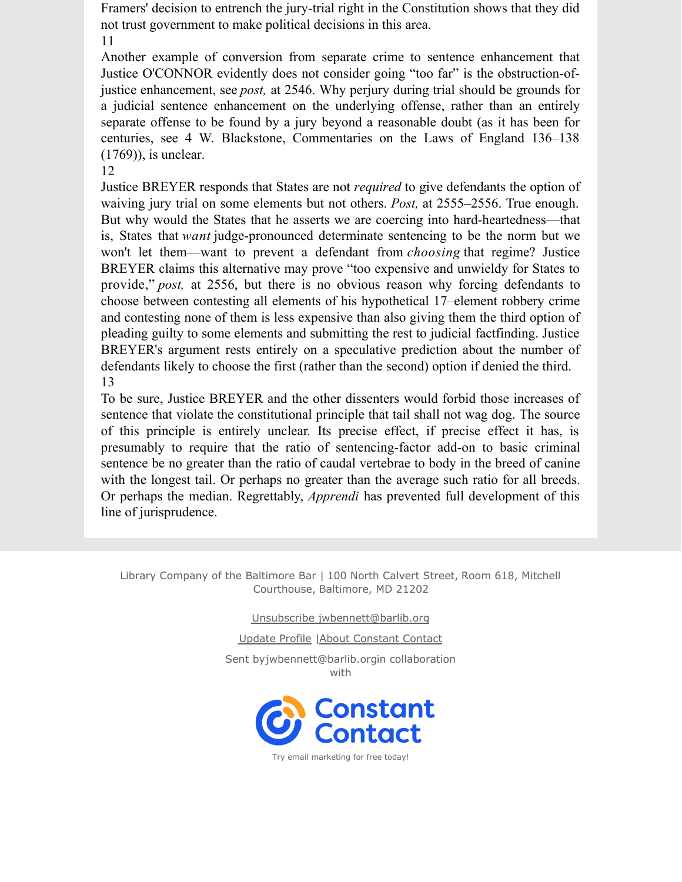Framers' decision to entrench the jury-trial right in the Constitution shows that they did not trust government to make political decisions in this area.

11

Another example of conversion from separate crime to sentence enhancement that Justice O'CONNOR evidently does not consider going "too far" is the obstruction-of-justice enhancement, see *post,* at 2546. Why perjury during trial should be grounds for a judicial sentence enhancement on the underlying offense, rather than an entirely separate offense to be found by a jury beyond a reasonable doubt (as it has been for centuries, see 4 W. Blackstone, Commentaries on the Laws of England 136–138 (1769)), is unclear.

12

Justice BREYER responds that States are not *required* to give defendants the option of waiving jury trial on some elements but not others. *Post,* at 2555–2556. True enough. But why would the States that he asserts we are coercing into hard-heartedness—that is, States that *want* judge-pronounced determinate sentencing to be the norm but we won't let them—want to prevent a defendant from *choosing* that regime? Justice BREYER claims this alternative may prove "too expensive and unwieldy for States to provide," *post,* at 2556, but there is no obvious reason why forcing defendants to choose between contesting all elements of his hypothetical 17–element robbery crime and contesting none of them is less expensive than also giving them the third option of pleading guilty to some elements and submitting the rest to judicial factfinding. Justice BREYER's argument rests entirely on a speculative prediction about the number of defendants likely to choose the first (rather than the second) option if denied the third.

13

To be sure, Justice BREYER and the other dissenters would forbid those increases of sentence that violate the constitutional principle that tail shall not wag dog. The source of this principle is entirely unclear. Its precise effect, if precise effect it has, is presumably to require that the ratio of sentencing-factor add-on to basic criminal sentence be no greater than the ratio of caudal vertebrae to body in the breed of canine with the longest tail. Or perhaps no greater than the average such ratio for all breeds. Or perhaps the median. Regrettably, *Apprendi* has prevented full development of this line of jurisprudence.

Library Company of the Baltimore Bar | 100 North Calvert Street, Room 618, Mitchell Courthouse, Baltimore, MD 21202

Unsubscribe jwbennett@barlib.org

Update Profile |About Constant Contact

Sent byjwbennett@barlib.orgin collaboration with

Constant Contact

Try email marketing for free today!